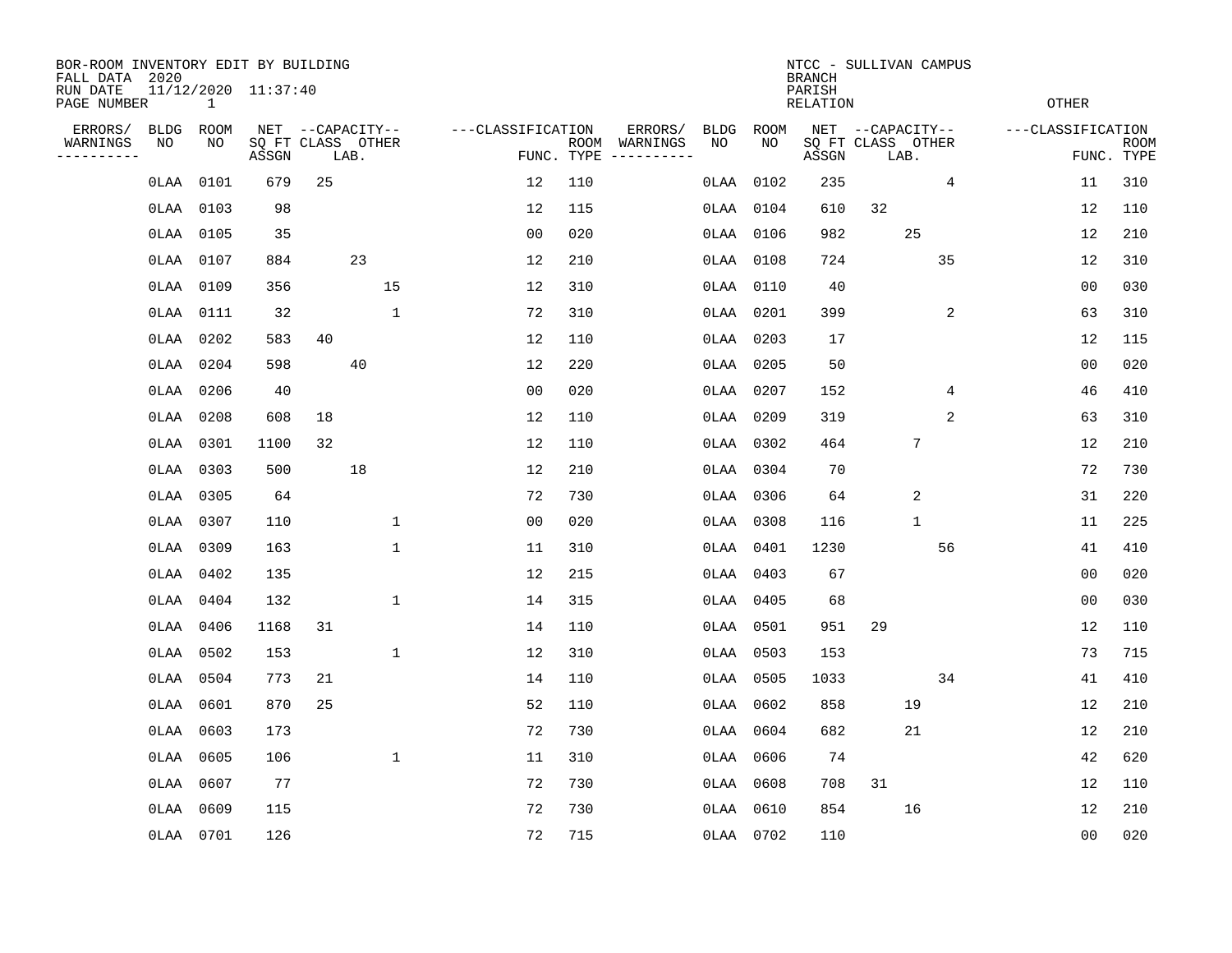BOR-ROOM INVENTORY EDIT BY BUILDING
FALL DATA 2020
RUN DATE 11/12/2020 11:37:40
PAGE NUMBER 1

NTCC - SULLIVAN CAMPUS
BRANCH
PARISH
RELATION
OTHER

| ERRORS/ WARNINGS | BLDG NO | ROOM NO | NET SQ FT ASSGN | CAPACITY CLASS | CAPACITY LAB. | CAPACITY OTHER | CLASSIFICATION FUNC. | ROOM TYPE | ERRORS/ WARNINGS | BLDG NO | ROOM NO | NET SQ FT ASSGN | CAPACITY CLASS | CAPACITY LAB. | CAPACITY OTHER | CLASSIFICATION FUNC. | ROOM TYPE |
|---|---|---|---|---|---|---|---|---|---|---|---|---|---|---|---|---|---|
| | 0LAA | 0101 | 679 | 25 | | | 12 | 110 | | 0LAA | 0102 | 235 | | | 4 | 11 | 310 |
| | 0LAA | 0103 | 98 | | | | 12 | 115 | | 0LAA | 0104 | 610 | 32 | | | 12 | 110 |
| | 0LAA | 0105 | 35 | | | | 00 | 020 | | 0LAA | 0106 | 982 | | 25 | | 12 | 210 |
| | 0LAA | 0107 | 884 | | 23 | | 12 | 210 | | 0LAA | 0108 | 724 | | | 35 | 12 | 310 |
| | 0LAA | 0109 | 356 | | | 15 | 12 | 310 | | 0LAA | 0110 | 40 | | | | 00 | 030 |
| | 0LAA | 0111 | 32 | | | 1 | 72 | 310 | | 0LAA | 0201 | 399 | | | 2 | 63 | 310 |
| | 0LAA | 0202 | 583 | 40 | | | 12 | 110 | | 0LAA | 0203 | 17 | | | | 12 | 115 |
| | 0LAA | 0204 | 598 | | 40 | | 12 | 220 | | 0LAA | 0205 | 50 | | | | 00 | 020 |
| | 0LAA | 0206 | 40 | | | | 00 | 020 | | 0LAA | 0207 | 152 | | | 4 | 46 | 410 |
| | 0LAA | 0208 | 608 | 18 | | | 12 | 110 | | 0LAA | 0209 | 319 | | | 2 | 63 | 310 |
| | 0LAA | 0301 | 1100 | 32 | | | 12 | 110 | | 0LAA | 0302 | 464 | | 7 | | 12 | 210 |
| | 0LAA | 0303 | 500 | | 18 | | 12 | 210 | | 0LAA | 0304 | 70 | | | | 72 | 730 |
| | 0LAA | 0305 | 64 | | | | 72 | 730 | | 0LAA | 0306 | 64 | | 2 | | 31 | 220 |
| | 0LAA | 0307 | 110 | | | 1 | 00 | 020 | | 0LAA | 0308 | 116 | | 1 | | 11 | 225 |
| | 0LAA | 0309 | 163 | | | 1 | 11 | 310 | | 0LAA | 0401 | 1230 | | | 56 | 41 | 410 |
| | 0LAA | 0402 | 135 | | | | 12 | 215 | | 0LAA | 0403 | 67 | | | | 00 | 020 |
| | 0LAA | 0404 | 132 | | | 1 | 14 | 315 | | 0LAA | 0405 | 68 | | | | 00 | 030 |
| | 0LAA | 0406 | 1168 | 31 | | | 14 | 110 | | 0LAA | 0501 | 951 | 29 | | | 12 | 110 |
| | 0LAA | 0502 | 153 | | | 1 | 12 | 310 | | 0LAA | 0503 | 153 | | | | 73 | 715 |
| | 0LAA | 0504 | 773 | 21 | | | 14 | 110 | | 0LAA | 0505 | 1033 | | | 34 | 41 | 410 |
| | 0LAA | 0601 | 870 | 25 | | | 52 | 110 | | 0LAA | 0602 | 858 | | 19 | | 12 | 210 |
| | 0LAA | 0603 | 173 | | | | 72 | 730 | | 0LAA | 0604 | 682 | | 21 | | 12 | 210 |
| | 0LAA | 0605 | 106 | | | 1 | 11 | 310 | | 0LAA | 0606 | 74 | | | | 42 | 620 |
| | 0LAA | 0607 | 77 | | | | 72 | 730 | | 0LAA | 0608 | 708 | 31 | | | 12 | 110 |
| | 0LAA | 0609 | 115 | | | | 72 | 730 | | 0LAA | 0610 | 854 | | 16 | | 12 | 210 |
| | 0LAA | 0701 | 126 | | | | 72 | 715 | | 0LAA | 0702 | 110 | | | | 00 | 020 |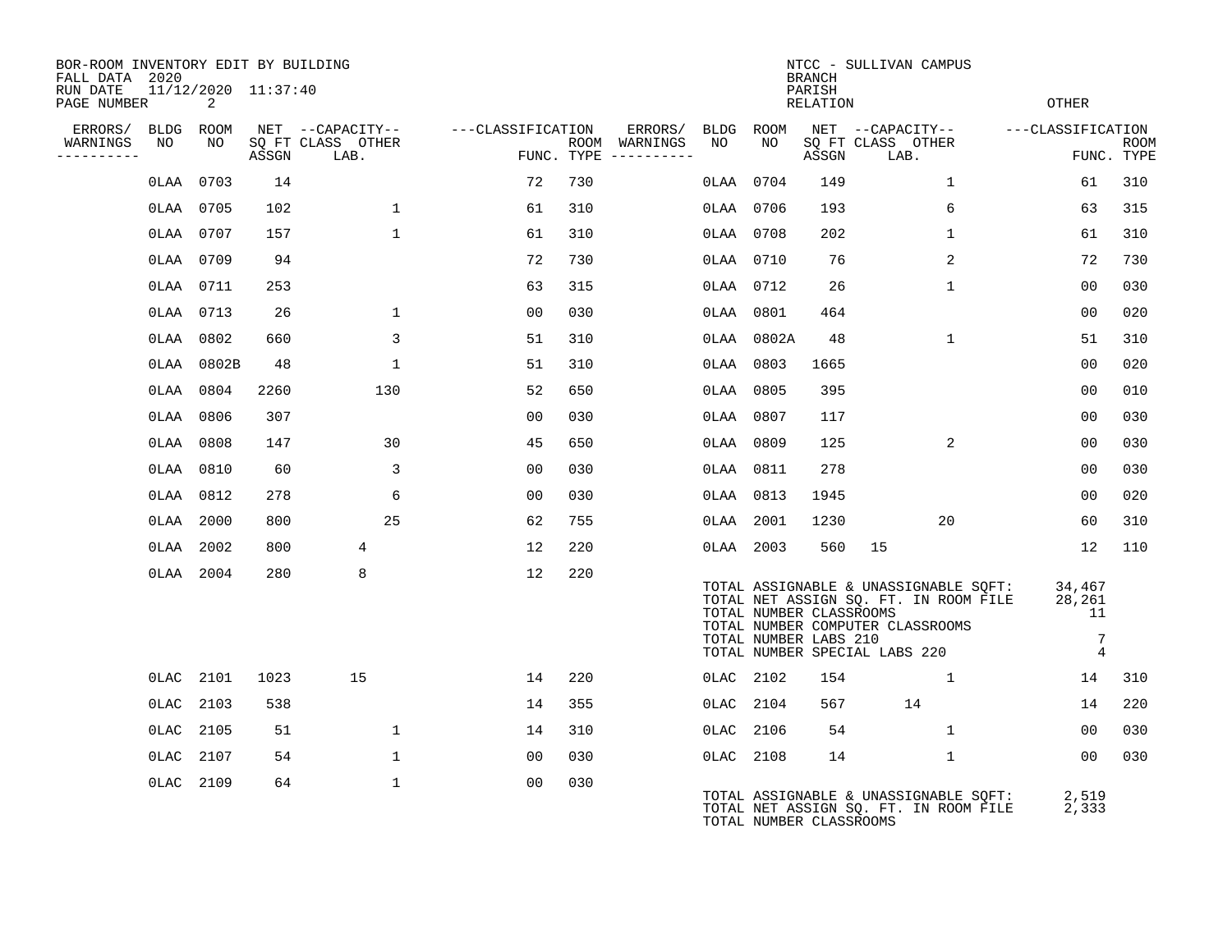BOR-ROOM INVENTORY EDIT BY BUILDING
FALL DATA 2020
RUN DATE 11/12/2020 11:37:40

NTCC - SULLIVAN CAMPUS
BRANCH
PARISH
RELATION
OTHER

| ERRORS/ WARNINGS | BLDG NO | ROOM NO | NET SQ FT ASSGN | CAPACITY CLASS | CAPACITY OTHER LAB. | CLASSIFICATION FUNC. | ROOM TYPE | ERRORS/ WARNINGS | BLDG NO | ROOM NO | NET SQ FT ASSGN | CAPACITY CLASS | CAPACITY OTHER LAB. | CLASSIFICATION FUNC. | ROOM TYPE |
|---|---|---|---|---|---|---|---|---|---|---|---|---|---|---|---|
| | 0LAA | 0703 | 14 | | | 72 | 730 | | 0LAA | 0704 | 149 | | 1 | 61 | 310 |
| | 0LAA | 0705 | 102 | | 1 | 61 | 310 | | 0LAA | 0706 | 193 | | 6 | 63 | 315 |
| | 0LAA | 0707 | 157 | | 1 | 61 | 310 | | 0LAA | 0708 | 202 | | 1 | 61 | 310 |
| | 0LAA | 0709 | 94 | | | 72 | 730 | | 0LAA | 0710 | 76 | | 2 | 72 | 730 |
| | 0LAA | 0711 | 253 | | | 63 | 315 | | 0LAA | 0712 | 26 | | 1 | 00 | 030 |
| | 0LAA | 0713 | 26 | | 1 | 00 | 030 | | 0LAA | 0801 | 464 | | | 00 | 020 |
| | 0LAA | 0802 | 660 | | 3 | 51 | 310 | | 0LAA | 0802A | 48 | | 1 | 51 | 310 |
| | 0LAA | 0802B | 48 | | 1 | 51 | 310 | | 0LAA | 0803 | 1665 | | | 00 | 020 |
| | 0LAA | 0804 | 2260 | | 130 | 52 | 650 | | 0LAA | 0805 | 395 | | | 00 | 010 |
| | 0LAA | 0806 | 307 | | | 00 | 030 | | 0LAA | 0807 | 117 | | | 00 | 030 |
| | 0LAA | 0808 | 147 | | 30 | 45 | 650 | | 0LAA | 0809 | 125 | | 2 | 00 | 030 |
| | 0LAA | 0810 | 60 | | 3 | 00 | 030 | | 0LAA | 0811 | 278 | | | 00 | 030 |
| | 0LAA | 0812 | 278 | | 6 | 00 | 030 | | 0LAA | 0813 | 1945 | | | 00 | 020 |
| | 0LAA | 2000 | 800 | | 25 | 62 | 755 | | 0LAA | 2001 | 1230 | | 20 | 60 | 310 |
| | 0LAA | 2002 | 800 | 4 | | 12 | 220 | | 0LAA | 2003 | 560 | 15 | | 12 | 110 |
| | 0LAA | 2004 | 280 | 8 | | 12 | 220 | | | | | | | | |

TOTAL ASSIGNABLE & UNASSIGNABLE SQFT: 34,467
TOTAL NET ASSIGN SQ. FT. IN ROOM FILE 28,261
TOTAL NUMBER CLASSROOMS 11
TOTAL NUMBER COMPUTER CLASSROOMS
TOTAL NUMBER LABS 210 7
TOTAL NUMBER SPECIAL LABS 220 4

| ERRORS/ WARNINGS | BLDG NO | ROOM NO | NET SQ FT ASSGN | CAPACITY CLASS | CAPACITY OTHER LAB. | CLASSIFICATION FUNC. | ROOM TYPE | ERRORS/ WARNINGS | BLDG NO | ROOM NO | NET SQ FT ASSGN | CAPACITY CLASS | CAPACITY OTHER LAB. | CLASSIFICATION FUNC. | ROOM TYPE |
|---|---|---|---|---|---|---|---|---|---|---|---|---|---|---|---|
| | 0LAC | 2101 | 1023 | 15 | | 14 | 220 | | 0LAC | 2102 | 154 | | 1 | 14 | 310 |
| | 0LAC | 2103 | 538 | | | 14 | 355 | | 0LAC | 2104 | 567 | 14 | | 14 | 220 |
| | 0LAC | 2105 | 51 | | 1 | 14 | 310 | | 0LAC | 2106 | 54 | | 1 | 00 | 030 |
| | 0LAC | 2107 | 54 | | 1 | 00 | 030 | | 0LAC | 2108 | 14 | | 1 | 00 | 030 |
| | 0LAC | 2109 | 64 | | 1 | 00 | 030 | | | | | | | | |

TOTAL ASSIGNABLE & UNASSIGNABLE SQFT: 2,519
TOTAL NET ASSIGN SQ. FT. IN ROOM FILE 2,333
TOTAL NUMBER CLASSROOMS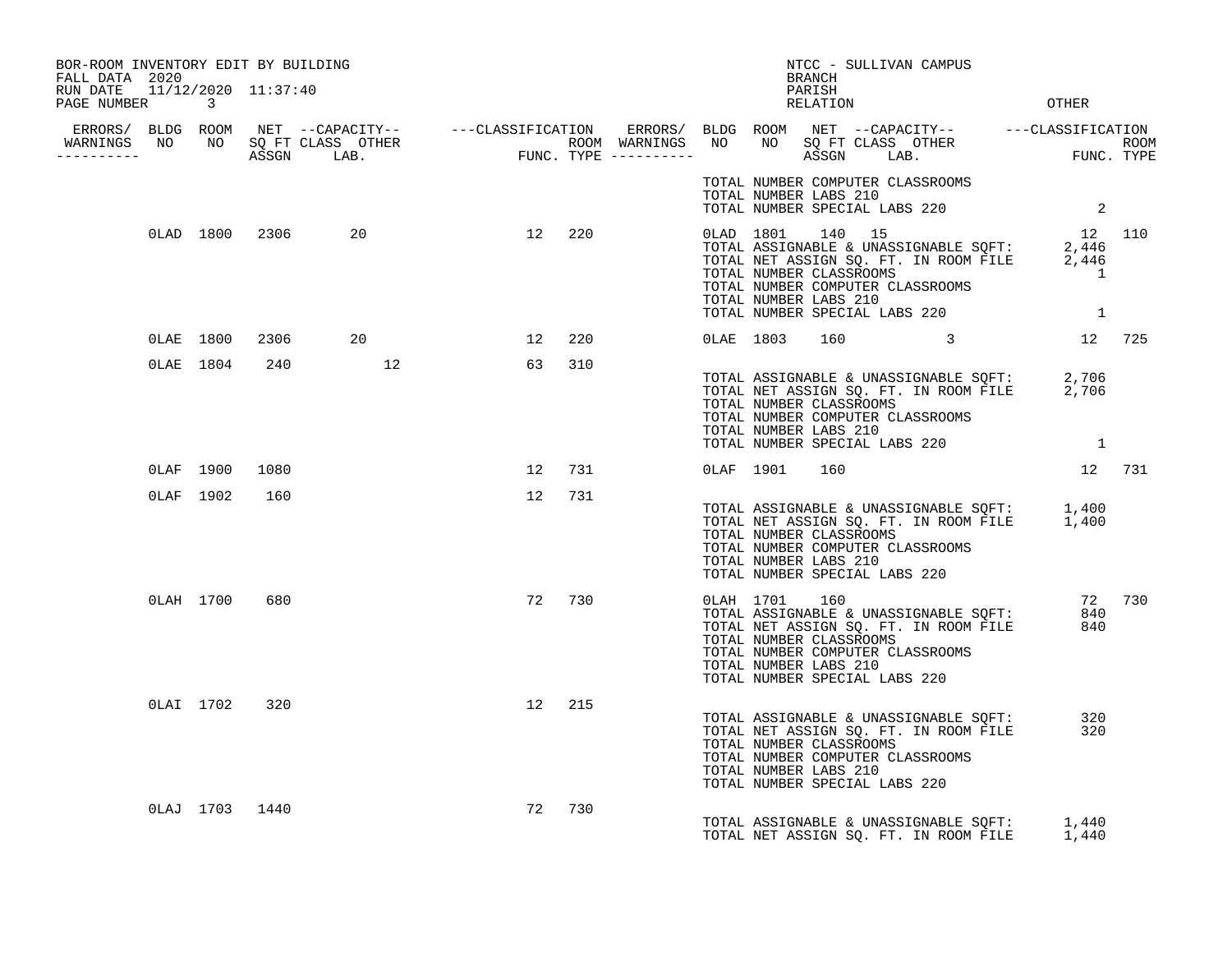BOR-ROOM INVENTORY EDIT BY BUILDING
FALL DATA 2020
RUN DATE 11/12/2020 11:37:40
PAGE NUMBER 3

NTCC - SULLIVAN CAMPUS
BRANCH
PARISH
RELATION OTHER

| ERRORS/ WARNINGS | BLDG NO | ROOM NO | NET SQ FT ASSGN | CAPACITY CLASS LAB. | CAPACITY OTHER | CLASSIFICATION FUNC. | ROOM TYPE | ERRORS/ WARNINGS | BLDG NO | ROOM NO | NET SQ FT ASSGN | CAPACITY CLASS LAB. | CAPACITY OTHER | CLASSIFICATION FUNC. | ROOM TYPE |
|---|---|---|---|---|---|---|---|---|---|---|---|---|---|---|---|
| | | | | | | | | | TOTAL NUMBER COMPUTER CLASSROOMS | | | | | | |
| | | | | | | | | | TOTAL NUMBER LABS 210 | | | | | | |
| | | | | | | | | | TOTAL NUMBER SPECIAL LABS 220 | | | | | 2 | |
| | 0LAD | 1800 | 2306 | 20 | | 12 | 220 | | 0LAD | 1801 | 140 | 15 | | 12 | 110 |
| | | | | | | | | | TOTAL ASSIGNABLE & UNASSIGNABLE SQFT: | | | | | 2,446 | |
| | | | | | | | | | TOTAL NET ASSIGN SQ. FT. IN ROOM FILE | | | | | 2,446 | |
| | | | | | | | | | TOTAL NUMBER CLASSROOMS | | | | | 1 | |
| | | | | | | | | | TOTAL NUMBER COMPUTER CLASSROOMS | | | | | | |
| | | | | | | | | | TOTAL NUMBER LABS 210 | | | | | | |
| | | | | | | | | | TOTAL NUMBER SPECIAL LABS 220 | | | | | 1 | |
| | 0LAE | 1800 | 2306 | 20 | | 12 | 220 | | 0LAE | 1803 | 160 | | 3 | 12 | 725 |
| | 0LAE | 1804 | 240 | | 12 | 63 | 310 | | | | | | | | |
| | | | | | | | | | TOTAL ASSIGNABLE & UNASSIGNABLE SQFT: | | | | | 2,706 | |
| | | | | | | | | | TOTAL NET ASSIGN SQ. FT. IN ROOM FILE | | | | | 2,706 | |
| | | | | | | | | | TOTAL NUMBER CLASSROOMS | | | | | | |
| | | | | | | | | | TOTAL NUMBER COMPUTER CLASSROOMS | | | | | | |
| | | | | | | | | | TOTAL NUMBER LABS 210 | | | | | | |
| | | | | | | | | | TOTAL NUMBER SPECIAL LABS 220 | | | | | 1 | |
| | 0LAF | 1900 | 1080 | | | 12 | 731 | | 0LAF | 1901 | 160 | | | 12 | 731 |
| | 0LAF | 1902 | 160 | | | 12 | 731 | | | | | | | | |
| | | | | | | | | | TOTAL ASSIGNABLE & UNASSIGNABLE SQFT: | | | | | 1,400 | |
| | | | | | | | | | TOTAL NET ASSIGN SQ. FT. IN ROOM FILE | | | | | 1,400 | |
| | | | | | | | | | TOTAL NUMBER CLASSROOMS | | | | | | |
| | | | | | | | | | TOTAL NUMBER COMPUTER CLASSROOMS | | | | | | |
| | | | | | | | | | TOTAL NUMBER LABS 210 | | | | | | |
| | | | | | | | | | TOTAL NUMBER SPECIAL LABS 220 | | | | | | |
| | 0LAH | 1700 | 680 | | | 72 | 730 | | 0LAH | 1701 | 160 | | | 72 | 730 |
| | | | | | | | | | TOTAL ASSIGNABLE & UNASSIGNABLE SQFT: | | | | | 840 | |
| | | | | | | | | | TOTAL NET ASSIGN SQ. FT. IN ROOM FILE | | | | | 840 | |
| | | | | | | | | | TOTAL NUMBER CLASSROOMS | | | | | | |
| | | | | | | | | | TOTAL NUMBER COMPUTER CLASSROOMS | | | | | | |
| | | | | | | | | | TOTAL NUMBER LABS 210 | | | | | | |
| | | | | | | | | | TOTAL NUMBER SPECIAL LABS 220 | | | | | | |
| | 0LAI | 1702 | 320 | | | 12 | 215 | | | | | | | | |
| | | | | | | | | | TOTAL ASSIGNABLE & UNASSIGNABLE SQFT: | | | | | 320 | |
| | | | | | | | | | TOTAL NET ASSIGN SQ. FT. IN ROOM FILE | | | | | 320 | |
| | | | | | | | | | TOTAL NUMBER CLASSROOMS | | | | | | |
| | | | | | | | | | TOTAL NUMBER COMPUTER CLASSROOMS | | | | | | |
| | | | | | | | | | TOTAL NUMBER LABS 210 | | | | | | |
| | | | | | | | | | TOTAL NUMBER SPECIAL LABS 220 | | | | | | |
| | 0LAJ | 1703 | 1440 | | | 72 | 730 | | | | | | | | |
| | | | | | | | | | TOTAL ASSIGNABLE & UNASSIGNABLE SQFT: | | | | | 1,440 | |
| | | | | | | | | | TOTAL NET ASSIGN SQ. FT. IN ROOM FILE | | | | | 1,440 | |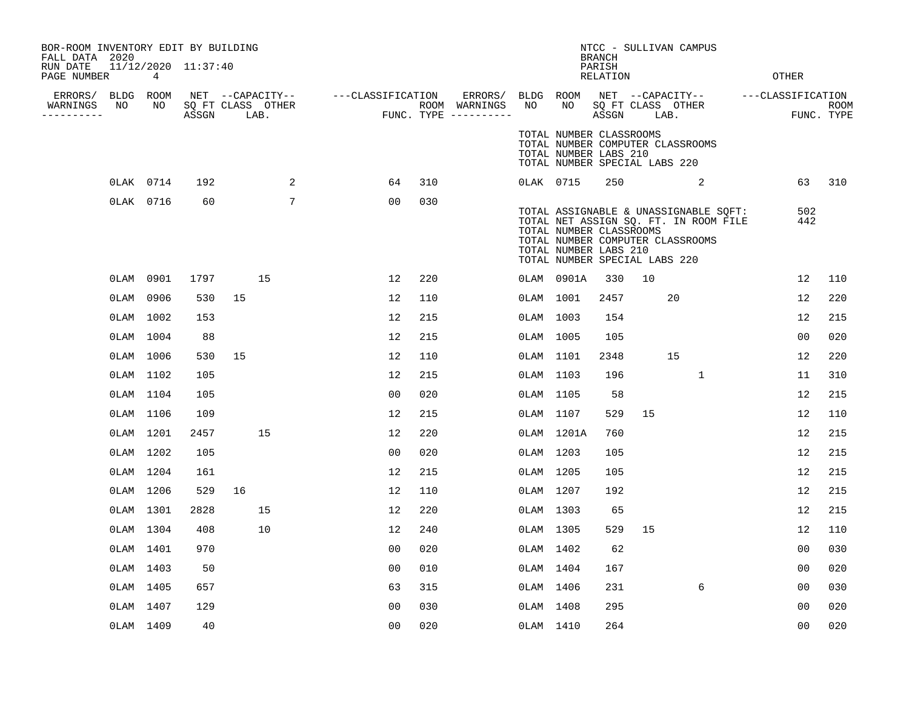BOR-ROOM INVENTORY EDIT BY BUILDING
FALL DATA 2020
RUN DATE 11/12/2020 11:37:40
PAGE NUMBER 4

NTCC - SULLIVAN CAMPUS
BRANCH
PARISH
RELATION
OTHER

| ERRORS/ WARNINGS | BLDG NO | ROOM NO | NET SQ FT ASSGN | CAPACITY CLASS | CAPACITY LAB. | CAPACITY OTHER | CLASSIFICATION FUNC. | ROOM TYPE | ERRORS/ WARNINGS | BLDG NO | ROOM NO | NET SQ FT ASSGN | CAPACITY CLASS | CAPACITY LAB. | CAPACITY OTHER | CLASSIFICATION FUNC. | ROOM TYPE |
|---|---|---|---|---|---|---|---|---|---|---|---|---|---|---|---|---|---|
| | | | | | | | | | | TOTAL NUMBER CLASSROOMS | | | | | | | |
| | | | | | | | | | | TOTAL NUMBER COMPUTER CLASSROOMS | | | | | | | |
| | | | | | | | | | | TOTAL NUMBER LABS 210 | | | | | | | |
| | | | | | | | | | | TOTAL NUMBER SPECIAL LABS 220 | | | | | | | |
| | 0LAK | 0714 | 192 | | | 2 | 64 | 310 | | 0LAK | 0715 | 250 | | | 2 | 63 | 310 |
| | 0LAK | 0716 | 60 | | | 7 | 00 | 030 | | | | | | | | | |
| | | | | | | | | | | TOTAL ASSIGNABLE & UNASSIGNABLE SQFT: | | | | | | 502 | |
| | | | | | | | | | | TOTAL NET ASSIGN SQ. FT. IN ROOM FILE | | | | | | 442 | |
| | | | | | | | | | | TOTAL NUMBER CLASSROOMS | | | | | | | |
| | | | | | | | | | | TOTAL NUMBER COMPUTER CLASSROOMS | | | | | | | |
| | | | | | | | | | | TOTAL NUMBER LABS 210 | | | | | | | |
| | | | | | | | | | | TOTAL NUMBER SPECIAL LABS 220 | | | | | | | |
| | 0LAM | 0901 | 1797 | | 15 | | 12 | 220 | | 0LAM | 0901A | 330 | 10 | | | 12 | 110 |
| | 0LAM | 0906 | 530 | 15 | | | 12 | 110 | | 0LAM | 1001 | 2457 | | 20 | | 12 | 220 |
| | 0LAM | 1002 | 153 | | | | 12 | 215 | | 0LAM | 1003 | 154 | | | | 12 | 215 |
| | 0LAM | 1004 | 88 | | | | 12 | 215 | | 0LAM | 1005 | 105 | | | | 00 | 020 |
| | 0LAM | 1006 | 530 | 15 | | | 12 | 110 | | 0LAM | 1101 | 2348 | | 15 | | 12 | 220 |
| | 0LAM | 1102 | 105 | | | | 12 | 215 | | 0LAM | 1103 | 196 | | | 1 | 11 | 310 |
| | 0LAM | 1104 | 105 | | | | 00 | 020 | | 0LAM | 1105 | 58 | | | | 12 | 215 |
| | 0LAM | 1106 | 109 | | | | 12 | 215 | | 0LAM | 1107 | 529 | 15 | | | 12 | 110 |
| | 0LAM | 1201 | 2457 | | 15 | | 12 | 220 | | 0LAM | 1201A | 760 | | | | 12 | 215 |
| | 0LAM | 1202 | 105 | | | | 00 | 020 | | 0LAM | 1203 | 105 | | | | 12 | 215 |
| | 0LAM | 1204 | 161 | | | | 12 | 215 | | 0LAM | 1205 | 105 | | | | 12 | 215 |
| | 0LAM | 1206 | 529 | 16 | | | 12 | 110 | | 0LAM | 1207 | 192 | | | | 12 | 215 |
| | 0LAM | 1301 | 2828 | | 15 | | 12 | 220 | | 0LAM | 1303 | 65 | | | | 12 | 215 |
| | 0LAM | 1304 | 408 | | 10 | | 12 | 240 | | 0LAM | 1305 | 529 | 15 | | | 12 | 110 |
| | 0LAM | 1401 | 970 | | | | 00 | 020 | | 0LAM | 1402 | 62 | | | | 00 | 030 |
| | 0LAM | 1403 | 50 | | | | 00 | 010 | | 0LAM | 1404 | 167 | | | | 00 | 020 |
| | 0LAM | 1405 | 657 | | | | 63 | 315 | | 0LAM | 1406 | 231 | | | 6 | 00 | 030 |
| | 0LAM | 1407 | 129 | | | | 00 | 030 | | 0LAM | 1408 | 295 | | | | 00 | 020 |
| | 0LAM | 1409 | 40 | | | | 00 | 020 | | 0LAM | 1410 | 264 | | | | 00 | 020 |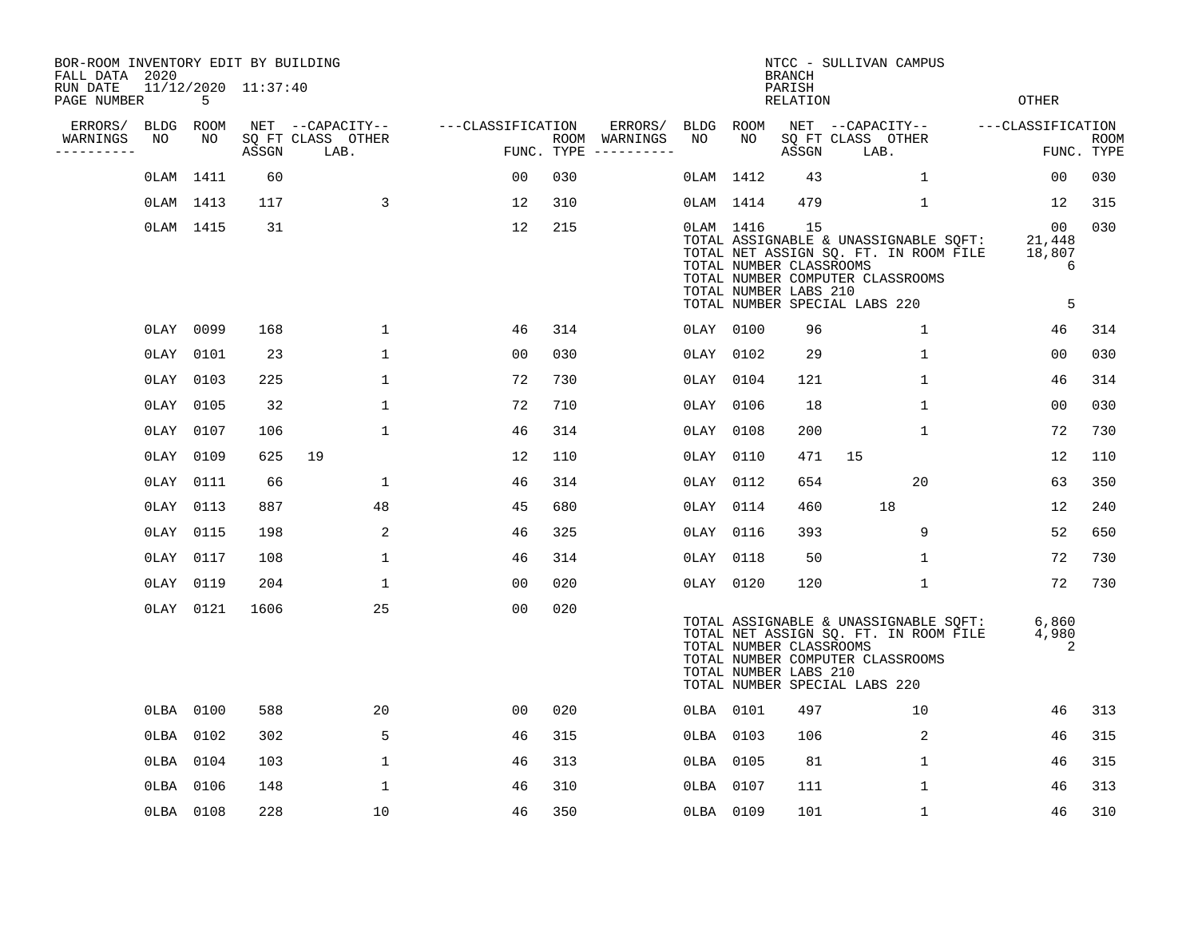BOR-ROOM INVENTORY EDIT BY BUILDING
FALL DATA 2020
RUN DATE 11/12/2020 11:37:40

NTCC - SULLIVAN CAMPUS
BRANCH
PARISH
RELATION
OTHER

| ERRORS/ WARNINGS | BLDG NO | ROOM NO | NET SQ FT ASSGN | CAPACITY CLASS | CAPACITY LAB. | CAPACITY OTHER | CLASSIFICATION FUNC. | ROOM TYPE | ERRORS/ WARNINGS | BLDG NO | ROOM NO | NET SQ FT ASSGN | CAPACITY CLASS | CAPACITY LAB. | CAPACITY OTHER | CLASSIFICATION FUNC. | ROOM TYPE |
|---|---|---|---|---|---|---|---|---|---|---|---|---|---|---|---|---|---|
| | 0LAM | 1411 | 60 | | | | 00 | 030 | | 0LAM | 1412 | 43 | | | 1 | 00 | 030 |
| | 0LAM | 1413 | 117 | | | 3 | 12 | 310 | | 0LAM | 1414 | 479 | | | 1 | 12 | 315 |
| | 0LAM | 1415 | 31 | | | | 12 | 215 | | 0LAM | 1416 | 15 | | | | 00 | 030 |

TOTAL ASSIGNABLE & UNASSIGNABLE SQFT: 21,448
TOTAL NET ASSIGN SQ. FT. IN ROOM FILE 18,807
TOTAL NUMBER CLASSROOMS 6
TOTAL NUMBER COMPUTER CLASSROOMS
TOTAL NUMBER LABS 210
TOTAL NUMBER SPECIAL LABS 220 5

| ERRORS/ WARNINGS | BLDG NO | ROOM NO | NET SQ FT ASSGN | CAPACITY CLASS | CAPACITY LAB. | CAPACITY OTHER | CLASSIFICATION FUNC. | ROOM TYPE | ERRORS/ WARNINGS | BLDG NO | ROOM NO | NET SQ FT ASSGN | CAPACITY CLASS | CAPACITY LAB. | CAPACITY OTHER | CLASSIFICATION FUNC. | ROOM TYPE |
|---|---|---|---|---|---|---|---|---|---|---|---|---|---|---|---|---|---|
| | 0LAY | 0099 | 168 | | | 1 | 46 | 314 | | 0LAY | 0100 | 96 | | | 1 | 46 | 314 |
| | 0LAY | 0101 | 23 | | | 1 | 00 | 030 | | 0LAY | 0102 | 29 | | | 1 | 00 | 030 |
| | 0LAY | 0103 | 225 | | | 1 | 72 | 730 | | 0LAY | 0104 | 121 | | | 1 | 46 | 314 |
| | 0LAY | 0105 | 32 | | | 1 | 72 | 710 | | 0LAY | 0106 | 18 | | | 1 | 00 | 030 |
| | 0LAY | 0107 | 106 | | | 1 | 46 | 314 | | 0LAY | 0108 | 200 | | | 1 | 72 | 730 |
| | 0LAY | 0109 | 625 | 19 | | | 12 | 110 | | 0LAY | 0110 | 471 | 15 | | | 12 | 110 |
| | 0LAY | 0111 | 66 | | | 1 | 46 | 314 | | 0LAY | 0112 | 654 | | | 20 | 63 | 350 |
| | 0LAY | 0113 | 887 | | | 48 | 45 | 680 | | 0LAY | 0114 | 460 | | 18 | | 12 | 240 |
| | 0LAY | 0115 | 198 | | | 2 | 46 | 325 | | 0LAY | 0116 | 393 | | | 9 | 52 | 650 |
| | 0LAY | 0117 | 108 | | | 1 | 46 | 314 | | 0LAY | 0118 | 50 | | | 1 | 72 | 730 |
| | 0LAY | 0119 | 204 | | | 1 | 00 | 020 | | 0LAY | 0120 | 120 | | | 1 | 72 | 730 |
| | 0LAY | 0121 | 1606 | | | 25 | 00 | 020 | | | | | | | | | |

TOTAL ASSIGNABLE & UNASSIGNABLE SQFT: 6,860
TOTAL NET ASSIGN SQ. FT. IN ROOM FILE 4,980
TOTAL NUMBER CLASSROOMS 2
TOTAL NUMBER COMPUTER CLASSROOMS
TOTAL NUMBER LABS 210
TOTAL NUMBER SPECIAL LABS 220

| ERRORS/ WARNINGS | BLDG NO | ROOM NO | NET SQ FT ASSGN | CAPACITY CLASS | CAPACITY LAB. | CAPACITY OTHER | CLASSIFICATION FUNC. | ROOM TYPE | ERRORS/ WARNINGS | BLDG NO | ROOM NO | NET SQ FT ASSGN | CAPACITY CLASS | CAPACITY LAB. | CAPACITY OTHER | CLASSIFICATION FUNC. | ROOM TYPE |
|---|---|---|---|---|---|---|---|---|---|---|---|---|---|---|---|---|---|
| | 0LBA | 0100 | 588 | | | 20 | 00 | 020 | | 0LBA | 0101 | 497 | | | 10 | 46 | 313 |
| | 0LBA | 0102 | 302 | | | 5 | 46 | 315 | | 0LBA | 0103 | 106 | | | 2 | 46 | 315 |
| | 0LBA | 0104 | 103 | | | 1 | 46 | 313 | | 0LBA | 0105 | 81 | | | 1 | 46 | 315 |
| | 0LBA | 0106 | 148 | | | 1 | 46 | 310 | | 0LBA | 0107 | 111 | | | 1 | 46 | 313 |
| | 0LBA | 0108 | 228 | | | 10 | 46 | 350 | | 0LBA | 0109 | 101 | | | 1 | 46 | 310 |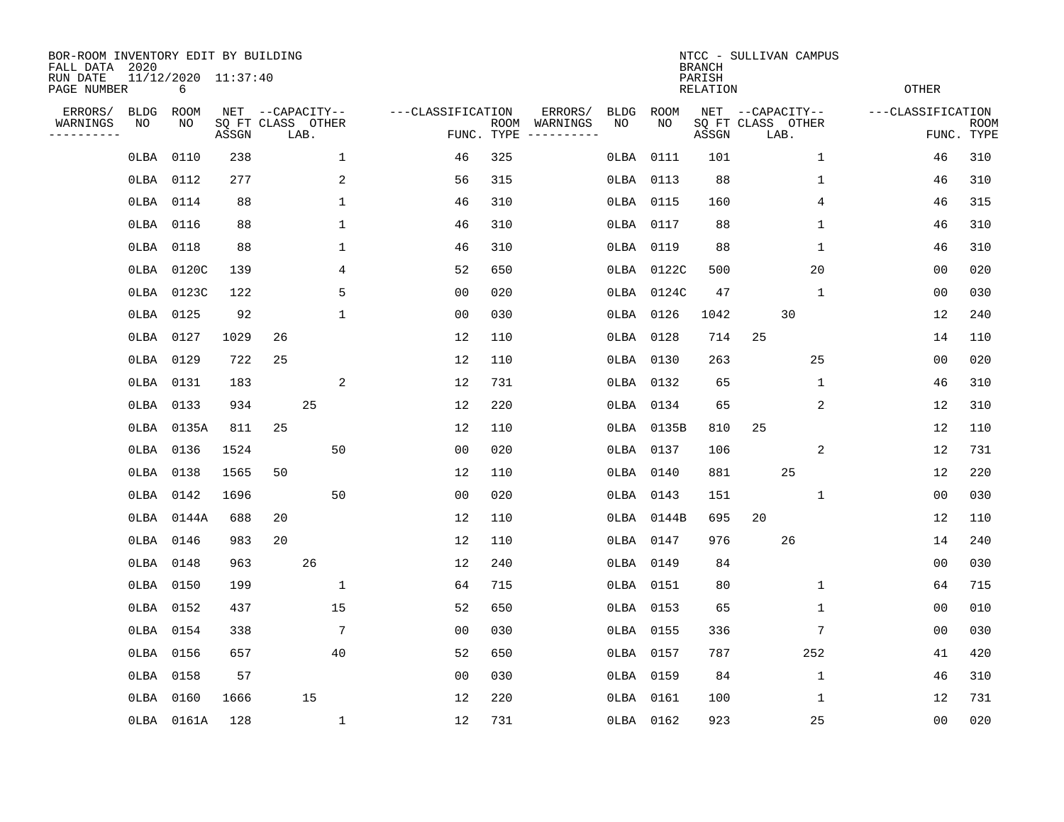BOR-ROOM INVENTORY EDIT BY BUILDING
FALL DATA 2020
RUN DATE 11/12/2020 11:37:40
PAGE NUMBER 6

NTCC - SULLIVAN CAMPUS
BRANCH
PARISH
RELATION
OTHER

| ERRORS/ WARNINGS | BLDG NO | ROOM NO | NET SQ FT ASSGN | CAPACITY CLASS | CAPACITY LAB. | CAPACITY OTHER | CLASSIFICATION FUNC. | ROOM TYPE | ERRORS/ WARNINGS | BLDG NO | ROOM NO | NET SQ FT ASSGN | CAPACITY CLASS | CAPACITY LAB. | CAPACITY OTHER | CLASSIFICATION FUNC. | ROOM TYPE |
|---|---|---|---|---|---|---|---|---|---|---|---|---|---|---|---|---|---|
| | 0LBA | 0110 | 238 | | | 1 | 46 | 325 | | 0LBA | 0111 | 101 | | | 1 | 46 | 310 |
| | 0LBA | 0112 | 277 | | | 2 | 56 | 315 | | 0LBA | 0113 | 88 | | | 1 | 46 | 310 |
| | 0LBA | 0114 | 88 | | | 1 | 46 | 310 | | 0LBA | 0115 | 160 | | | 4 | 46 | 315 |
| | 0LBA | 0116 | 88 | | | 1 | 46 | 310 | | 0LBA | 0117 | 88 | | | 1 | 46 | 310 |
| | 0LBA | 0118 | 88 | | | 1 | 46 | 310 | | 0LBA | 0119 | 88 | | | 1 | 46 | 310 |
| | 0LBA | 0120C | 139 | | | 4 | 52 | 650 | | 0LBA | 0122C | 500 | | | 20 | 00 | 020 |
| | 0LBA | 0123C | 122 | | | 5 | 00 | 020 | | 0LBA | 0124C | 47 | | | 1 | 00 | 030 |
| | 0LBA | 0125 | 92 | | | 1 | 00 | 030 | | 0LBA | 0126 | 1042 | | 30 | | 12 | 240 |
| | 0LBA | 0127 | 1029 | 26 | | | 12 | 110 | | 0LBA | 0128 | 714 | 25 | | | 14 | 110 |
| | 0LBA | 0129 | 722 | 25 | | | 12 | 110 | | 0LBA | 0130 | 263 | | | 25 | 00 | 020 |
| | 0LBA | 0131 | 183 | | | 2 | 12 | 731 | | 0LBA | 0132 | 65 | | | 1 | 46 | 310 |
| | 0LBA | 0133 | 934 | | 25 | | 12 | 220 | | 0LBA | 0134 | 65 | | | 2 | 12 | 310 |
| | 0LBA | 0135A | 811 | 25 | | | 12 | 110 | | 0LBA | 0135B | 810 | 25 | | | 12 | 110 |
| | 0LBA | 0136 | 1524 | | | 50 | 00 | 020 | | 0LBA | 0137 | 106 | | | 2 | 12 | 731 |
| | 0LBA | 0138 | 1565 | 50 | | | 12 | 110 | | 0LBA | 0140 | 881 | | 25 | | 12 | 220 |
| | 0LBA | 0142 | 1696 | | | 50 | 00 | 020 | | 0LBA | 0143 | 151 | | | 1 | 00 | 030 |
| | 0LBA | 0144A | 688 | 20 | | | 12 | 110 | | 0LBA | 0144B | 695 | 20 | | | 12 | 110 |
| | 0LBA | 0146 | 983 | 20 | | | 12 | 110 | | 0LBA | 0147 | 976 | | 26 | | 14 | 240 |
| | 0LBA | 0148 | 963 | | 26 | | 12 | 240 | | 0LBA | 0149 | 84 | | | | 00 | 030 |
| | 0LBA | 0150 | 199 | | | 1 | 64 | 715 | | 0LBA | 0151 | 80 | | | 1 | 64 | 715 |
| | 0LBA | 0152 | 437 | | | 15 | 52 | 650 | | 0LBA | 0153 | 65 | | | 1 | 00 | 010 |
| | 0LBA | 0154 | 338 | | | 7 | 00 | 030 | | 0LBA | 0155 | 336 | | | 7 | 00 | 030 |
| | 0LBA | 0156 | 657 | | | 40 | 52 | 650 | | 0LBA | 0157 | 787 | | | 252 | 41 | 420 |
| | 0LBA | 0158 | 57 | | | | 00 | 030 | | 0LBA | 0159 | 84 | | | 1 | 46 | 310 |
| | 0LBA | 0160 | 1666 | | 15 | | 12 | 220 | | 0LBA | 0161 | 100 | | | 1 | 12 | 731 |
| | 0LBA | 0161A | 128 | | | 1 | 12 | 731 | | 0LBA | 0162 | 923 | | | 25 | 00 | 020 |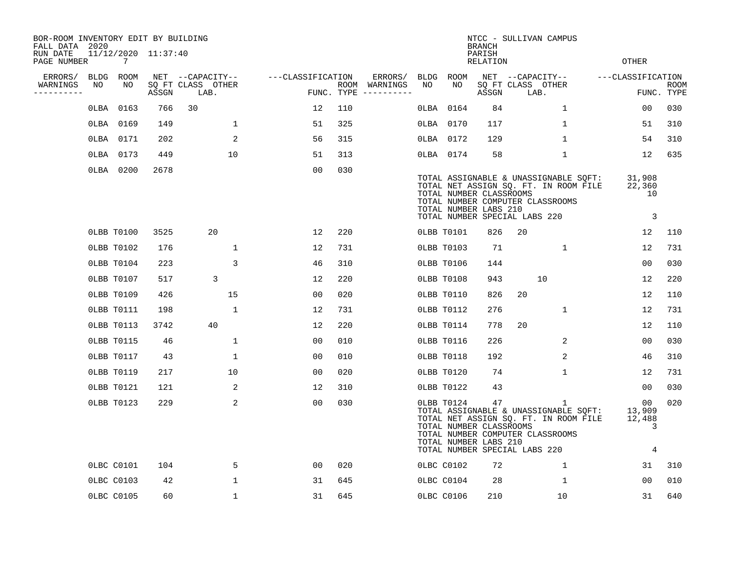BOR-ROOM INVENTORY EDIT BY BUILDING
FALL DATA 2020
RUN DATE 11/12/2020 11:37:40

NTCC - SULLIVAN CAMPUS
BRANCH
PARISH
RELATION
OTHER

| ERRORS/ WARNINGS | BLDG NO | ROOM NO | NET SQ FT ASSGN | CAPACITY CLASS | CAPACITY OTHER LAB. | CLASSIFICATION FUNC. | ROOM TYPE | ERRORS/ WARNINGS | BLDG NO | ROOM NO | NET SQ FT ASSGN | CAPACITY CLASS | CAPACITY OTHER LAB. | CLASSIFICATION FUNC. | ROOM TYPE |
|---|---|---|---|---|---|---|---|---|---|---|---|---|---|---|---|
| | 0LBA | 0163 | 766 | 30 | | 12 | 110 | | 0LBA | 0164 | 84 | | 1 | 00 | 030 |
| | 0LBA | 0169 | 149 | | 1 | 51 | 325 | | 0LBA | 0170 | 117 | | 1 | 51 | 310 |
| | 0LBA | 0171 | 202 | | 2 | 56 | 315 | | 0LBA | 0172 | 129 | | 1 | 54 | 310 |
| | 0LBA | 0173 | 449 | | 10 | 51 | 313 | | 0LBA | 0174 | 58 | | 1 | 12 | 635 |
| | 0LBA | 0200 | 2678 | | | 00 | 030 | | | | | | | | |

TOTAL ASSIGNABLE & UNASSIGNABLE SQFT: 31,908
TOTAL NET ASSIGN SQ. FT. IN ROOM FILE 22,360
TOTAL NUMBER CLASSROOMS 10
TOTAL NUMBER COMPUTER CLASSROOMS
TOTAL NUMBER LABS 210
TOTAL NUMBER SPECIAL LABS 220 3

| ERRORS/ WARNINGS | BLDG NO | ROOM NO | NET SQ FT ASSGN | CAPACITY CLASS | CAPACITY OTHER LAB. | CLASSIFICATION FUNC. | ROOM TYPE | ERRORS/ WARNINGS | BLDG NO | ROOM NO | NET SQ FT ASSGN | CAPACITY CLASS | CAPACITY OTHER LAB. | CLASSIFICATION FUNC. | ROOM TYPE |
|---|---|---|---|---|---|---|---|---|---|---|---|---|---|---|---|
| | 0LBB | T0100 | 3525 | | 20 | 12 | 220 | | 0LBB | T0101 | 826 | 20 | | 12 | 110 |
| | 0LBB | T0102 | 176 | | 1 | 12 | 731 | | 0LBB | T0103 | 71 | | 1 | 12 | 731 |
| | 0LBB | T0104 | 223 | | 3 | 46 | 310 | | 0LBB | T0106 | 144 | | | 00 | 030 |
| | 0LBB | T0107 | 517 | | 3 | 12 | 220 | | 0LBB | T0108 | 943 | | 10 | 12 | 220 |
| | 0LBB | T0109 | 426 | | 15 | 00 | 020 | | 0LBB | T0110 | 826 | 20 | | 12 | 110 |
| | 0LBB | T0111 | 198 | | 1 | 12 | 731 | | 0LBB | T0112 | 276 | | 1 | 12 | 731 |
| | 0LBB | T0113 | 3742 | | 40 | 12 | 220 | | 0LBB | T0114 | 778 | 20 | | 12 | 110 |
| | 0LBB | T0115 | 46 | | 1 | 00 | 010 | | 0LBB | T0116 | 226 | | 2 | 00 | 030 |
| | 0LBB | T0117 | 43 | | 1 | 00 | 010 | | 0LBB | T0118 | 192 | | 2 | 46 | 310 |
| | 0LBB | T0119 | 217 | | 10 | 00 | 020 | | 0LBB | T0120 | 74 | | 1 | 12 | 731 |
| | 0LBB | T0121 | 121 | | 2 | 12 | 310 | | 0LBB | T0122 | 43 | | | 00 | 030 |
| | 0LBB | T0123 | 229 | | 2 | 00 | 030 | | 0LBB | T0124 | 47 | | 1 | 00 | 020 |

TOTAL ASSIGNABLE & UNASSIGNABLE SQFT: 13,909
TOTAL NET ASSIGN SQ. FT. IN ROOM FILE 12,488
TOTAL NUMBER CLASSROOMS 3
TOTAL NUMBER COMPUTER CLASSROOMS
TOTAL NUMBER LABS 210
TOTAL NUMBER SPECIAL LABS 220 4

| ERRORS/ WARNINGS | BLDG NO | ROOM NO | NET SQ FT ASSGN | CAPACITY CLASS | CAPACITY OTHER LAB. | CLASSIFICATION FUNC. | ROOM TYPE | ERRORS/ WARNINGS | BLDG NO | ROOM NO | NET SQ FT ASSGN | CAPACITY CLASS | CAPACITY OTHER LAB. | CLASSIFICATION FUNC. | ROOM TYPE |
|---|---|---|---|---|---|---|---|---|---|---|---|---|---|---|---|
| | 0LBC | C0101 | 104 | | 5 | 00 | 020 | | 0LBC | C0102 | 72 | | 1 | 31 | 310 |
| | 0LBC | C0103 | 42 | | 1 | 31 | 645 | | 0LBC | C0104 | 28 | | 1 | 00 | 010 |
| | 0LBC | C0105 | 60 | | 1 | 31 | 645 | | 0LBC | C0106 | 210 | | 10 | 31 | 640 |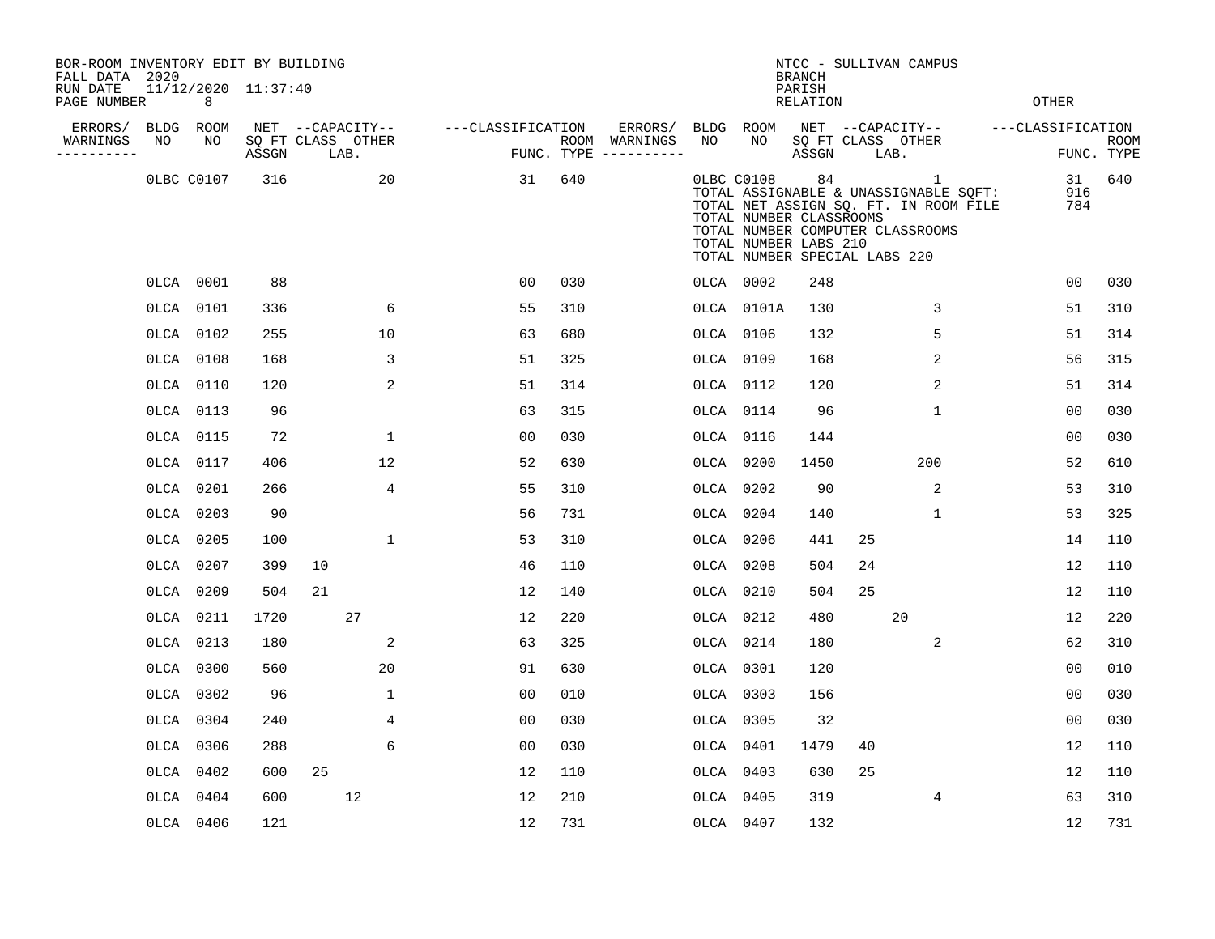BOR-ROOM INVENTORY EDIT BY BUILDING
FALL DATA 2020
RUN DATE 11/12/2020 11:37:40
PAGE NUMBER 8

NTCC - SULLIVAN CAMPUS
BRANCH
PARISH
RELATION
OTHER

| ERRORS/ WARNINGS | BLDG NO | ROOM NO | NET SQ FT ASSGN | CAPACITY CLASS | CAPACITY LAB. | CAPACITY OTHER | CLASSIFICATION FUNC. | ROOM TYPE | ERRORS/ WARNINGS | BLDG NO | ROOM NO | NET SQ FT ASSGN | CAPACITY CLASS | CAPACITY LAB. | CAPACITY OTHER | CLASSIFICATION FUNC. | ROOM TYPE |
|---|---|---|---|---|---|---|---|---|---|---|---|---|---|---|---|---|---|
| | 0LBC | C0107 | 316 | | | 20 | 31 | 640 | | 0LBC | C0108 | 84 | | | 1 | 31 | 640 |
| | | | | | | | | | | TOTAL ASSIGNABLE & UNASSIGNABLE SQFT: | | | | | | 916 | |
| | | | | | | | | | | TOTAL NET ASSIGN SQ. FT. IN ROOM FILE | | | | | | 784 | |
| | | | | | | | | | | TOTAL NUMBER CLASSROOMS | | | | | | | |
| | | | | | | | | | | TOTAL NUMBER COMPUTER CLASSROOMS | | | | | | | |
| | | | | | | | | | | TOTAL NUMBER LABS 210 | | | | | | | |
| | | | | | | | | | | TOTAL NUMBER SPECIAL LABS 220 | | | | | | | |
| | 0LCA | 0001 | 88 | | | | 00 | 030 | | 0LCA | 0002 | 248 | | | | 00 | 030 |
| | 0LCA | 0101 | 336 | | | 6 | 55 | 310 | | 0LCA | 0101A | 130 | | | 3 | 51 | 310 |
| | 0LCA | 0102 | 255 | | | 10 | 63 | 680 | | 0LCA | 0106 | 132 | | | 5 | 51 | 314 |
| | 0LCA | 0108 | 168 | | | 3 | 51 | 325 | | 0LCA | 0109 | 168 | | | 2 | 56 | 315 |
| | 0LCA | 0110 | 120 | | | 2 | 51 | 314 | | 0LCA | 0112 | 120 | | | 2 | 51 | 314 |
| | 0LCA | 0113 | 96 | | | | 63 | 315 | | 0LCA | 0114 | 96 | | | 1 | 00 | 030 |
| | 0LCA | 0115 | 72 | | | 1 | 00 | 030 | | 0LCA | 0116 | 144 | | | | 00 | 030 |
| | 0LCA | 0117 | 406 | | | 12 | 52 | 630 | | 0LCA | 0200 | 1450 | | | 200 | 52 | 610 |
| | 0LCA | 0201 | 266 | | | 4 | 55 | 310 | | 0LCA | 0202 | 90 | | | 2 | 53 | 310 |
| | 0LCA | 0203 | 90 | | | | 56 | 731 | | 0LCA | 0204 | 140 | | | 1 | 53 | 325 |
| | 0LCA | 0205 | 100 | | | 1 | 53 | 310 | | 0LCA | 0206 | 441 | 25 | | | 14 | 110 |
| | 0LCA | 0207 | 399 | 10 | | | 46 | 110 | | 0LCA | 0208 | 504 | 24 | | | 12 | 110 |
| | 0LCA | 0209 | 504 | 21 | | | 12 | 140 | | 0LCA | 0210 | 504 | 25 | | | 12 | 110 |
| | 0LCA | 0211 | 1720 | | 27 | | 12 | 220 | | 0LCA | 0212 | 480 | | 20 | | 12 | 220 |
| | 0LCA | 0213 | 180 | | | 2 | 63 | 325 | | 0LCA | 0214 | 180 | | | 2 | 62 | 310 |
| | 0LCA | 0300 | 560 | | | 20 | 91 | 630 | | 0LCA | 0301 | 120 | | | | 00 | 010 |
| | 0LCA | 0302 | 96 | | | 1 | 00 | 010 | | 0LCA | 0303 | 156 | | | | 00 | 030 |
| | 0LCA | 0304 | 240 | | | 4 | 00 | 030 | | 0LCA | 0305 | 32 | | | | 00 | 030 |
| | 0LCA | 0306 | 288 | | | 6 | 00 | 030 | | 0LCA | 0401 | 1479 | 40 | | | 12 | 110 |
| | 0LCA | 0402 | 600 | 25 | | | 12 | 110 | | 0LCA | 0403 | 630 | 25 | | | 12 | 110 |
| | 0LCA | 0404 | 600 | | 12 | | 12 | 210 | | 0LCA | 0405 | 319 | | | 4 | 63 | 310 |
| | 0LCA | 0406 | 121 | | | | 12 | 731 | | 0LCA | 0407 | 132 | | | | 12 | 731 |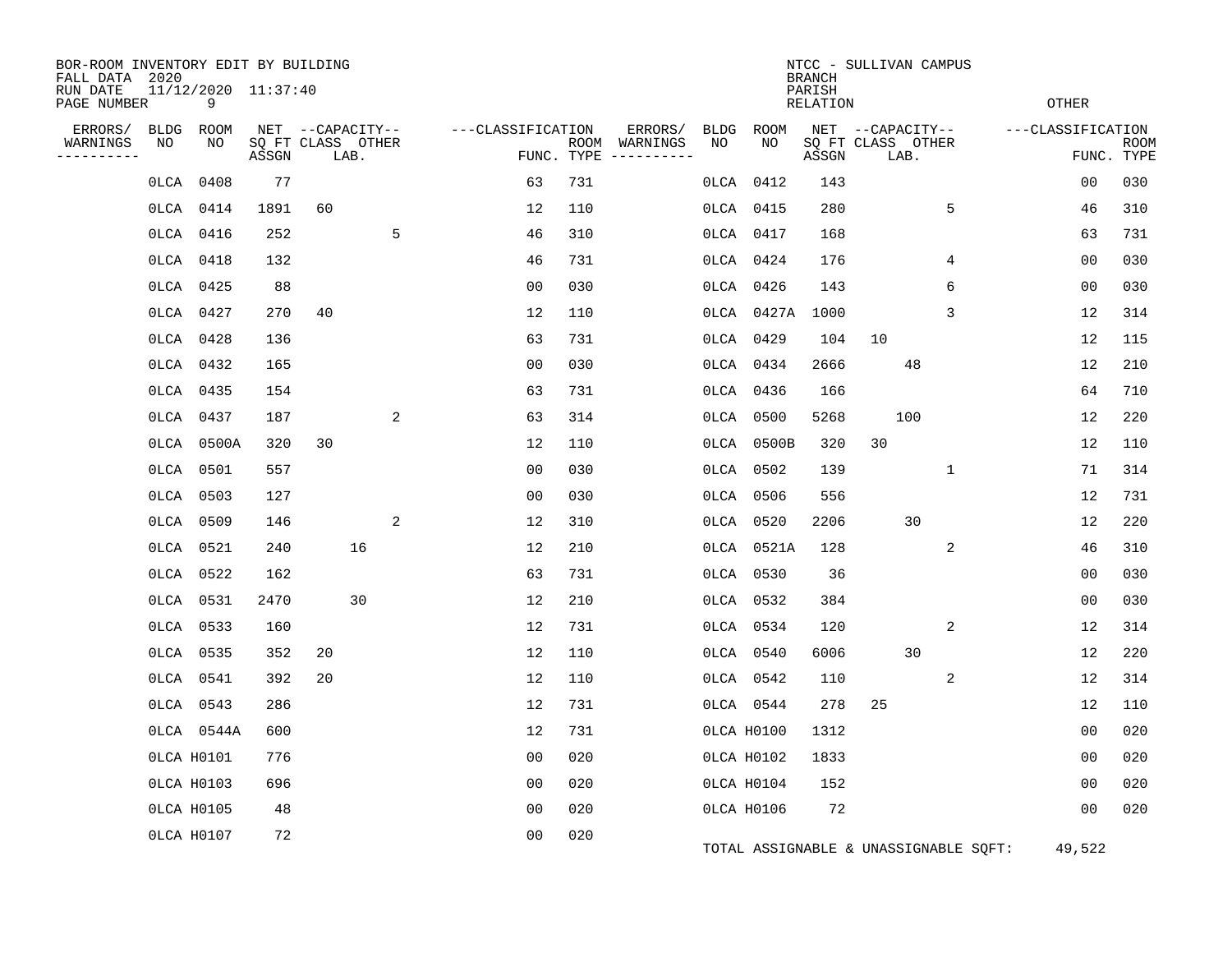BOR-ROOM INVENTORY EDIT BY BUILDING
FALL DATA 2020
RUN DATE 11/12/2020 11:37:40
PAGE NUMBER 9

NTCC - SULLIVAN CAMPUS
BRANCH
PARISH
RELATION
OTHER

| ERRORS/ WARNINGS | BLDG NO | ROOM NO | NET SQ FT ASSGN | CAPACITY CLASS | CAPACITY LAB. | CAPACITY OTHER | CLASSIFICATION FUNC. | ROOM TYPE | ERRORS/ WARNINGS | BLDG NO | ROOM NO | NET SQ FT ASSGN | CAPACITY CLASS | CAPACITY LAB. | CAPACITY OTHER | CLASSIFICATION FUNC. | ROOM TYPE |
|---|---|---|---|---|---|---|---|---|---|---|---|---|---|---|---|---|---|
| | 0LCA | 0408 | 77 | | | | 63 | 731 | | 0LCA | 0412 | 143 | | | | 00 | 030 |
| | 0LCA | 0414 | 1891 | 60 | | | 12 | 110 | | 0LCA | 0415 | 280 | | | 5 | 46 | 310 |
| | 0LCA | 0416 | 252 | | | 5 | 46 | 310 | | 0LCA | 0417 | 168 | | | | 63 | 731 |
| | 0LCA | 0418 | 132 | | | | 46 | 731 | | 0LCA | 0424 | 176 | | | 4 | 00 | 030 |
| | 0LCA | 0425 | 88 | | | | 00 | 030 | | 0LCA | 0426 | 143 | | | 6 | 00 | 030 |
| | 0LCA | 0427 | 270 | 40 | | | 12 | 110 | | 0LCA | 0427A | 1000 | | | 3 | 12 | 314 |
| | 0LCA | 0428 | 136 | | | | 63 | 731 | | 0LCA | 0429 | 104 | 10 | | | 12 | 115 |
| | 0LCA | 0432 | 165 | | | | 00 | 030 | | 0LCA | 0434 | 2666 | | 48 | | 12 | 210 |
| | 0LCA | 0435 | 154 | | | | 63 | 731 | | 0LCA | 0436 | 166 | | | | 64 | 710 |
| | 0LCA | 0437 | 187 | | | 2 | 63 | 314 | | 0LCA | 0500 | 5268 | | 100 | | 12 | 220 |
| | 0LCA | 0500A | 320 | 30 | | | 12 | 110 | | 0LCA | 0500B | 320 | 30 | | | 12 | 110 |
| | 0LCA | 0501 | 557 | | | | 00 | 030 | | 0LCA | 0502 | 139 | | | 1 | 71 | 314 |
| | 0LCA | 0503 | 127 | | | | 00 | 030 | | 0LCA | 0506 | 556 | | | | 12 | 731 |
| | 0LCA | 0509 | 146 | | | 2 | 12 | 310 | | 0LCA | 0520 | 2206 | | 30 | | 12 | 220 |
| | 0LCA | 0521 | 240 | | 16 | | 12 | 210 | | 0LCA | 0521A | 128 | | | 2 | 46 | 310 |
| | 0LCA | 0522 | 162 | | | | 63 | 731 | | 0LCA | 0530 | 36 | | | | 00 | 030 |
| | 0LCA | 0531 | 2470 | | 30 | | 12 | 210 | | 0LCA | 0532 | 384 | | | | 00 | 030 |
| | 0LCA | 0533 | 160 | | | | 12 | 731 | | 0LCA | 0534 | 120 | | | 2 | 12 | 314 |
| | 0LCA | 0535 | 352 | 20 | | | 12 | 110 | | 0LCA | 0540 | 6006 | | 30 | | 12 | 220 |
| | 0LCA | 0541 | 392 | 20 | | | 12 | 110 | | 0LCA | 0542 | 110 | | | 2 | 12 | 314 |
| | 0LCA | 0543 | 286 | | | | 12 | 731 | | 0LCA | 0544 | 278 | 25 | | | 12 | 110 |
| | 0LCA | 0544A | 600 | | | | 12 | 731 | | 0LCA | H0100 | 1312 | | | | 00 | 020 |
| | 0LCA | H0101 | 776 | | | | 00 | 020 | | 0LCA | H0102 | 1833 | | | | 00 | 020 |
| | 0LCA | H0103 | 696 | | | | 00 | 020 | | 0LCA | H0104 | 152 | | | | 00 | 020 |
| | 0LCA | H0105 | 48 | | | | 00 | 020 | | 0LCA | H0106 | 72 | | | | 00 | 020 |
| | 0LCA | H0107 | 72 | | | | 00 | 020 | | | | | | | | | |

TOTAL ASSIGNABLE & UNASSIGNABLE SQFT: 49,522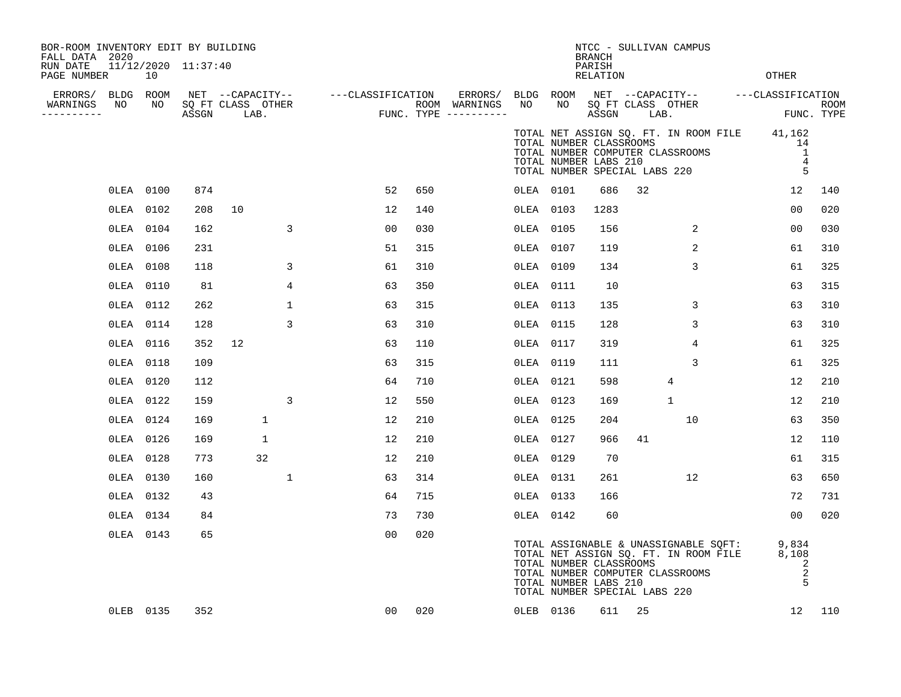BOR-ROOM INVENTORY EDIT BY BUILDING
FALL DATA 2020
RUN DATE 11/12/2020 11:37:40
PAGE NUMBER 10

NTCC - SULLIVAN CAMPUS
BRANCH
PARISH
RELATION
OTHER

TOTAL NET ASSIGN SQ. FT. IN ROOM FILE 41,162
TOTAL NUMBER CLASSROOMS 14
TOTAL NUMBER COMPUTER CLASSROOMS 1
TOTAL NUMBER LABS 210 4
TOTAL NUMBER SPECIAL LABS 220 5

| ERRORS/ WARNINGS | BLDG NO | ROOM NO | NET SQ FT ASSGN | CAPACITY CLASS | CAPACITY LAB. | CAPACITY OTHER | CLASSIFICATION FUNC. | ROOM TYPE | ERRORS/ WARNINGS | BLDG NO | ROOM NO | NET SQ FT ASSGN | CAPACITY CLASS | CAPACITY LAB. | CAPACITY OTHER | CLASSIFICATION FUNC. | ROOM TYPE |
|---|---|---|---|---|---|---|---|---|---|---|---|---|---|---|---|---|---|
| | 0LEA | 0100 | 874 | | | | 52 | 650 | | 0LEA | 0101 | 686 | 32 | | | 12 | 140 |
| | 0LEA | 0102 | 208 | 10 | | | 12 | 140 | | 0LEA | 0103 | 1283 | | | | 00 | 020 |
| | 0LEA | 0104 | 162 | | | 3 | 00 | 030 | | 0LEA | 0105 | 156 | | | 2 | 00 | 030 |
| | 0LEA | 0106 | 231 | | | | 51 | 315 | | 0LEA | 0107 | 119 | | | 2 | 61 | 310 |
| | 0LEA | 0108 | 118 | | | 3 | 61 | 310 | | 0LEA | 0109 | 134 | | | 3 | 61 | 325 |
| | 0LEA | 0110 | 81 | | | 4 | 63 | 350 | | 0LEA | 0111 | 10 | | | | 63 | 315 |
| | 0LEA | 0112 | 262 | | | 1 | 63 | 315 | | 0LEA | 0113 | 135 | | | 3 | 63 | 310 |
| | 0LEA | 0114 | 128 | | | 3 | 63 | 310 | | 0LEA | 0115 | 128 | | | 3 | 63 | 310 |
| | 0LEA | 0116 | 352 | 12 | | | 63 | 110 | | 0LEA | 0117 | 319 | | | 4 | 61 | 325 |
| | 0LEA | 0118 | 109 | | | | 63 | 315 | | 0LEA | 0119 | 111 | | | 3 | 61 | 325 |
| | 0LEA | 0120 | 112 | | | | 64 | 710 | | 0LEA | 0121 | 598 | | 4 | | 12 | 210 |
| | 0LEA | 0122 | 159 | | | 3 | 12 | 550 | | 0LEA | 0123 | 169 | | 1 | | 12 | 210 |
| | 0LEA | 0124 | 169 | | 1 | | 12 | 210 | | 0LEA | 0125 | 204 | | | 10 | 63 | 350 |
| | 0LEA | 0126 | 169 | | 1 | | 12 | 210 | | 0LEA | 0127 | 966 | 41 | | | 12 | 110 |
| | 0LEA | 0128 | 773 | | 32 | | 12 | 210 | | 0LEA | 0129 | 70 | | | | 61 | 315 |
| | 0LEA | 0130 | 160 | | | 1 | 63 | 314 | | 0LEA | 0131 | 261 | | | 12 | 63 | 650 |
| | 0LEA | 0132 | 43 | | | | 64 | 715 | | 0LEA | 0133 | 166 | | | | 72 | 731 |
| | 0LEA | 0134 | 84 | | | | 73 | 730 | | 0LEA | 0142 | 60 | | | | 00 | 020 |
| | 0LEA | 0143 | 65 | | | | 00 | 020 | | | | | | | | | |

TOTAL ASSIGNABLE & UNASSIGNABLE SQFT: 9,834
TOTAL NET ASSIGN SQ. FT. IN ROOM FILE 8,108
TOTAL NUMBER CLASSROOMS 2
TOTAL NUMBER COMPUTER CLASSROOMS 2
TOTAL NUMBER LABS 210 5
TOTAL NUMBER SPECIAL LABS 220

| ERRORS/ WARNINGS | BLDG NO | ROOM NO | NET SQ FT ASSGN | CAPACITY CLASS | CAPACITY LAB. | CAPACITY OTHER | CLASSIFICATION FUNC. | ROOM TYPE | ERRORS/ WARNINGS | BLDG NO | ROOM NO | NET SQ FT ASSGN | CAPACITY CLASS | CAPACITY LAB. | CAPACITY OTHER | CLASSIFICATION FUNC. | ROOM TYPE |
|---|---|---|---|---|---|---|---|---|---|---|---|---|---|---|---|---|---|
| | 0LEB | 0135 | 352 | | | | 00 | 020 | | 0LEB | 0136 | 611 | 25 | | | 12 | 110 |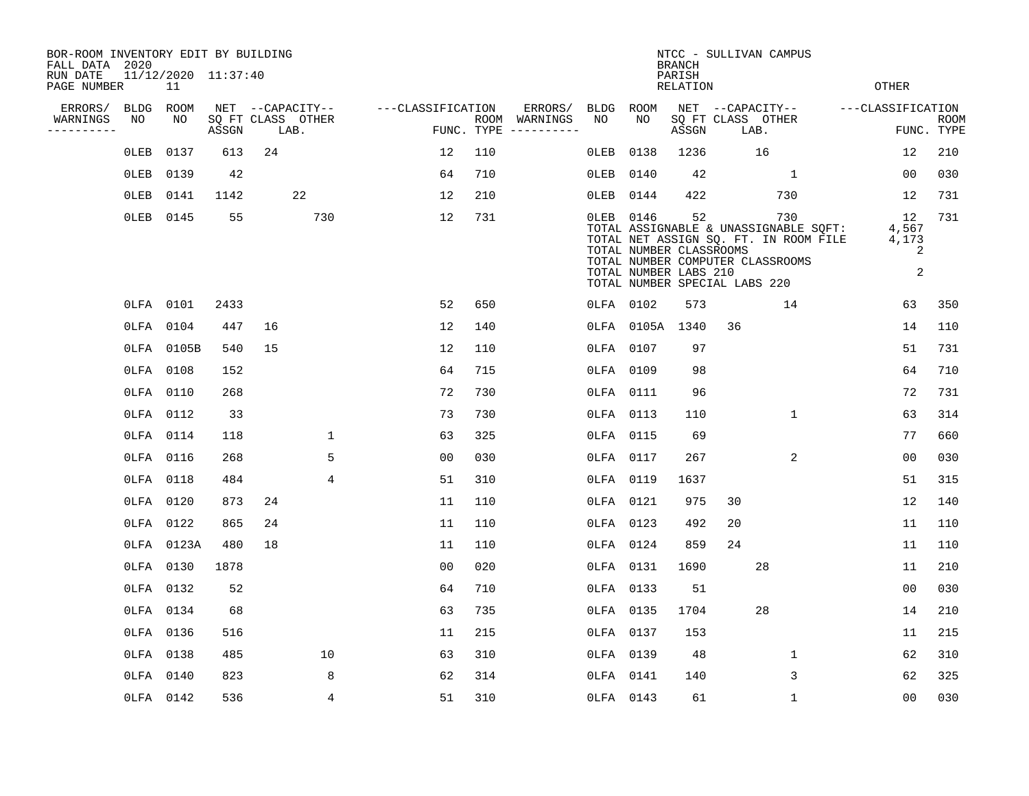BOR-ROOM INVENTORY EDIT BY BUILDING
FALL DATA 2020
RUN DATE 11/12/2020 11:37:40
PAGE NUMBER 11

NTCC - SULLIVAN CAMPUS
BRANCH
PARISH
RELATION
OTHER

| ERRORS/ WARNINGS | BLDG NO | ROOM NO | NET SQ FT ASSGN | CAPACITY CLASS | CAPACITY LAB. | CAPACITY OTHER | CLASSIFICATION FUNC. | ROOM TYPE | ERRORS/ WARNINGS | BLDG NO | ROOM NO | NET SQ FT ASSGN | CAPACITY CLASS | CAPACITY LAB. | CAPACITY OTHER | CLASSIFICATION FUNC. | ROOM TYPE |
|---|---|---|---|---|---|---|---|---|---|---|---|---|---|---|---|---|---|
| | 0LEB | 0137 | 613 | 24 | | | 12 | 110 | | 0LEB | 0138 | 1236 | | 16 | | 12 | 210 |
| | 0LEB | 0139 | 42 | | | | 64 | 710 | | 0LEB | 0140 | 42 | | | 1 | 00 | 030 |
| | 0LEB | 0141 | 1142 | | 22 | | 12 | 210 | | 0LEB | 0144 | 422 | | | 730 | 12 | 731 |
| | 0LEB | 0145 | 55 | | | 730 | 12 | 731 | | 0LEB | 0146 | 52 | | | 730 | 12 | 731 |
| | | | | | | | | | | TOTAL ASSIGNABLE & UNASSIGNABLE SQFT: | | | | | | 4,567 | |
| | | | | | | | | | | TOTAL NET ASSIGN SQ. FT. IN ROOM FILE | | | | | | 4,173 | |
| | | | | | | | | | | TOTAL NUMBER CLASSROOMS | | | | | | 2 | |
| | | | | | | | | | | TOTAL NUMBER COMPUTER CLASSROOMS | | | | | | | |
| | | | | | | | | | | TOTAL NUMBER LABS 210 | | | | | | 2 | |
| | | | | | | | | | | TOTAL NUMBER SPECIAL LABS 220 | | | | | | | |
| | 0LFA | 0101 | 2433 | | | | 52 | 650 | | 0LFA | 0102 | 573 | | | 14 | 63 | 350 |
| | 0LFA | 0104 | 447 | 16 | | | 12 | 140 | | 0LFA | 0105A | 1340 | 36 | | | 14 | 110 |
| | 0LFA | 0105B | 540 | 15 | | | 12 | 110 | | 0LFA | 0107 | 97 | | | | 51 | 731 |
| | 0LFA | 0108 | 152 | | | | 64 | 715 | | 0LFA | 0109 | 98 | | | | 64 | 710 |
| | 0LFA | 0110 | 268 | | | | 72 | 730 | | 0LFA | 0111 | 96 | | | | 72 | 731 |
| | 0LFA | 0112 | 33 | | | | 73 | 730 | | 0LFA | 0113 | 110 | | | 1 | 63 | 314 |
| | 0LFA | 0114 | 118 | | | 1 | 63 | 325 | | 0LFA | 0115 | 69 | | | | 77 | 660 |
| | 0LFA | 0116 | 268 | | | 5 | 00 | 030 | | 0LFA | 0117 | 267 | | | 2 | 00 | 030 |
| | 0LFA | 0118 | 484 | | | 4 | 51 | 310 | | 0LFA | 0119 | 1637 | | | | 51 | 315 |
| | 0LFA | 0120 | 873 | 24 | | | 11 | 110 | | 0LFA | 0121 | 975 | 30 | | | 12 | 140 |
| | 0LFA | 0122 | 865 | 24 | | | 11 | 110 | | 0LFA | 0123 | 492 | 20 | | | 11 | 110 |
| | 0LFA | 0123A | 480 | 18 | | | 11 | 110 | | 0LFA | 0124 | 859 | 24 | | | 11 | 110 |
| | 0LFA | 0130 | 1878 | | | | 00 | 020 | | 0LFA | 0131 | 1690 | | 28 | | 11 | 210 |
| | 0LFA | 0132 | 52 | | | | 64 | 710 | | 0LFA | 0133 | 51 | | | | 00 | 030 |
| | 0LFA | 0134 | 68 | | | | 63 | 735 | | 0LFA | 0135 | 1704 | | 28 | | 14 | 210 |
| | 0LFA | 0136 | 516 | | | | 11 | 215 | | 0LFA | 0137 | 153 | | | | 11 | 215 |
| | 0LFA | 0138 | 485 | | | 10 | 63 | 310 | | 0LFA | 0139 | 48 | | | 1 | 62 | 310 |
| | 0LFA | 0140 | 823 | | | 8 | 62 | 314 | | 0LFA | 0141 | 140 | | | 3 | 62 | 325 |
| | 0LFA | 0142 | 536 | | | 4 | 51 | 310 | | 0LFA | 0143 | 61 | | | 1 | 00 | 030 |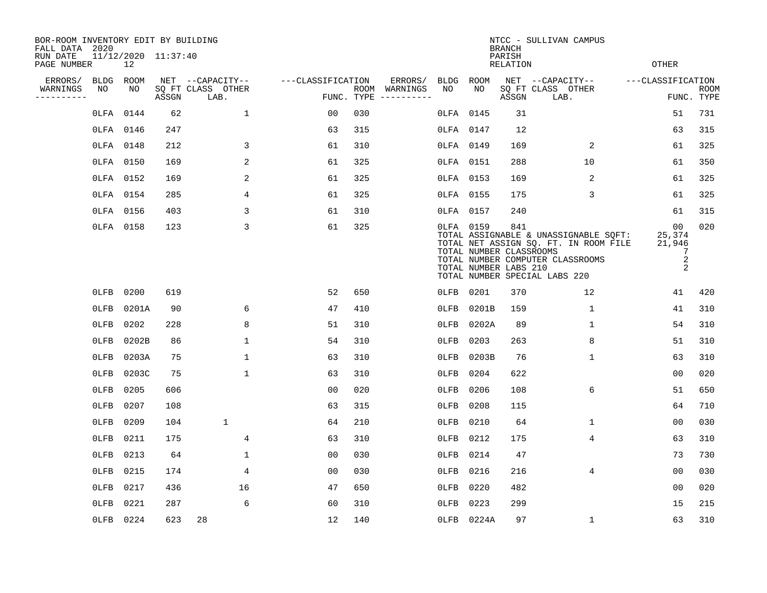BOR-ROOM INVENTORY EDIT BY BUILDING
FALL DATA 2020
RUN DATE 11/12/2020 11:37:40
PAGE NUMBER 12

NTCC - SULLIVAN CAMPUS
BRANCH
PARISH
RELATION
OTHER

| ERRORS/ WARNINGS | BLDG NO | ROOM NO | NET SQ FT ASSGN | CAPACITY CLASS LAB. | CAPACITY OTHER | CLASSIFICATION FUNC. | ROOM TYPE | ERRORS/ WARNINGS | BLDG NO | ROOM NO | NET SQ FT ASSGN | CAPACITY CLASS LAB. | CAPACITY OTHER | CLASSIFICATION FUNC. | ROOM TYPE |
|---|---|---|---|---|---|---|---|---|---|---|---|---|---|---|---|
| | 0LFA | 0144 | 62 | | 1 | 00 | 030 | | 0LFA | 0145 | 31 | | | 51 | 731 |
| | 0LFA | 0146 | 247 | | | 63 | 315 | | 0LFA | 0147 | 12 | | | 63 | 315 |
| | 0LFA | 0148 | 212 | | 3 | 61 | 310 | | 0LFA | 0149 | 169 | | 2 | 61 | 325 |
| | 0LFA | 0150 | 169 | | 2 | 61 | 325 | | 0LFA | 0151 | 288 | | 10 | 61 | 350 |
| | 0LFA | 0152 | 169 | | 2 | 61 | 325 | | 0LFA | 0153 | 169 | | 2 | 61 | 325 |
| | 0LFA | 0154 | 285 | | 4 | 61 | 325 | | 0LFA | 0155 | 175 | | 3 | 61 | 325 |
| | 0LFA | 0156 | 403 | | 3 | 61 | 310 | | 0LFA | 0157 | 240 | | | 61 | 315 |
| | 0LFA | 0158 | 123 | | 3 | 61 | 325 | | 0LFA | 0159 | 841 | | | 00 | 020 |

TOTAL ASSIGNABLE & UNASSIGNABLE SQFT: 25,374
TOTAL NET ASSIGN SQ. FT. IN ROOM FILE 21,946
TOTAL NUMBER CLASSROOMS 7
TOTAL NUMBER COMPUTER CLASSROOMS 2
TOTAL NUMBER LABS 210 2
TOTAL NUMBER SPECIAL LABS 220

| ERRORS/ WARNINGS | BLDG NO | ROOM NO | NET SQ FT ASSGN | CAPACITY CLASS LAB. | CAPACITY OTHER | CLASSIFICATION FUNC. | ROOM TYPE | ERRORS/ WARNINGS | BLDG NO | ROOM NO | NET SQ FT ASSGN | CAPACITY CLASS LAB. | CAPACITY OTHER | CLASSIFICATION FUNC. | ROOM TYPE |
|---|---|---|---|---|---|---|---|---|---|---|---|---|---|---|---|
| | 0LFB | 0200 | 619 | | | 52 | 650 | | 0LFB | 0201 | 370 | | 12 | 41 | 420 |
| | 0LFB | 0201A | 90 | | 6 | 47 | 410 | | 0LFB | 0201B | 159 | | 1 | 41 | 310 |
| | 0LFB | 0202 | 228 | | 8 | 51 | 310 | | 0LFB | 0202A | 89 | | 1 | 54 | 310 |
| | 0LFB | 0202B | 86 | | 1 | 54 | 310 | | 0LFB | 0203 | 263 | | 8 | 51 | 310 |
| | 0LFB | 0203A | 75 | | 1 | 63 | 310 | | 0LFB | 0203B | 76 | | 1 | 63 | 310 |
| | 0LFB | 0203C | 75 | | 1 | 63 | 310 | | 0LFB | 0204 | 622 | | | 00 | 020 |
| | 0LFB | 0205 | 606 | | | 00 | 020 | | 0LFB | 0206 | 108 | | 6 | 51 | 650 |
| | 0LFB | 0207 | 108 | | | 63 | 315 | | 0LFB | 0208 | 115 | | | 64 | 710 |
| | 0LFB | 0209 | 104 | 1 | | 64 | 210 | | 0LFB | 0210 | 64 | | 1 | 00 | 030 |
| | 0LFB | 0211 | 175 | | 4 | 63 | 310 | | 0LFB | 0212 | 175 | | 4 | 63 | 310 |
| | 0LFB | 0213 | 64 | | 1 | 00 | 030 | | 0LFB | 0214 | 47 | | | 73 | 730 |
| | 0LFB | 0215 | 174 | | 4 | 00 | 030 | | 0LFB | 0216 | 216 | | 4 | 00 | 030 |
| | 0LFB | 0217 | 436 | | 16 | 47 | 650 | | 0LFB | 0220 | 482 | | | 00 | 020 |
| | 0LFB | 0221 | 287 | | 6 | 60 | 310 | | 0LFB | 0223 | 299 | | | 15 | 215 |
| | 0LFB | 0224 | 623 | 28 | | 12 | 140 | | 0LFB | 0224A | 97 | | 1 | 63 | 310 |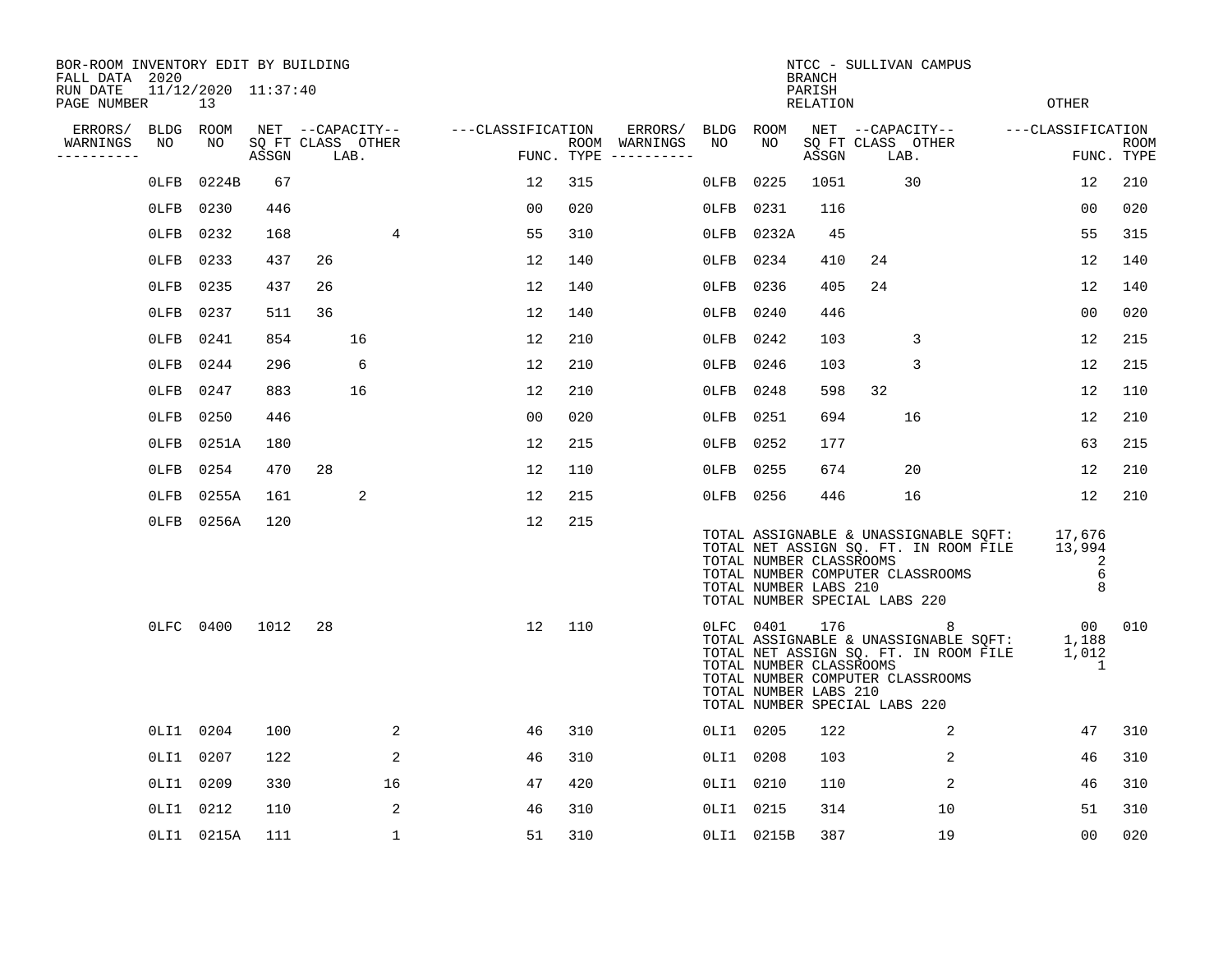BOR-ROOM INVENTORY EDIT BY BUILDING
FALL DATA 2020
RUN DATE 11/12/2020 11:37:40
PAGE NUMBER 13

NTCC - SULLIVAN CAMPUS
BRANCH
PARISH
RELATION
OTHER

| ERRORS/ WARNINGS | BLDG NO | ROOM NO | NET SQ FT ASSGN | CAPACITY CLASS | CAPACITY LAB. | CAPACITY OTHER | CLASSIFICATION FUNC. | ROOM TYPE | ERRORS/ WARNINGS | BLDG NO | ROOM NO | NET SQ FT ASSGN | CAPACITY CLASS | CAPACITY LAB. | CAPACITY OTHER | CLASSIFICATION FUNC. | ROOM TYPE |
|---|---|---|---|---|---|---|---|---|---|---|---|---|---|---|---|---|---|
| | 0LFB | 0224B | 67 | | | | 12 | 315 | | 0LFB | 0225 | 1051 | | 30 | | 12 | 210 |
| | 0LFB | 0230 | 446 | | | | 00 | 020 | | 0LFB | 0231 | 116 | | | | 00 | 020 |
| | 0LFB | 0232 | 168 | | | 4 | 55 | 310 | | 0LFB | 0232A | 45 | | | | 55 | 315 |
| | 0LFB | 0233 | 437 | 26 | | | 12 | 140 | | 0LFB | 0234 | 410 | 24 | | | 12 | 140 |
| | 0LFB | 0235 | 437 | 26 | | | 12 | 140 | | 0LFB | 0236 | 405 | 24 | | | 12 | 140 |
| | 0LFB | 0237 | 511 | 36 | | | 12 | 140 | | 0LFB | 0240 | 446 | | | | 00 | 020 |
| | 0LFB | 0241 | 854 | | 16 | | 12 | 210 | | 0LFB | 0242 | 103 | | 3 | | 12 | 215 |
| | 0LFB | 0244 | 296 | | 6 | | 12 | 210 | | 0LFB | 0246 | 103 | | 3 | | 12 | 215 |
| | 0LFB | 0247 | 883 | | 16 | | 12 | 210 | | 0LFB | 0248 | 598 | 32 | | | 12 | 110 |
| | 0LFB | 0250 | 446 | | | | 00 | 020 | | 0LFB | 0251 | 694 | | 16 | | 12 | 210 |
| | 0LFB | 0251A | 180 | | | | 12 | 215 | | 0LFB | 0252 | 177 | | | | 63 | 215 |
| | 0LFB | 0254 | 470 | 28 | | | 12 | 110 | | 0LFB | 0255 | 674 | | 20 | | 12 | 210 |
| | 0LFB | 0255A | 161 | | 2 | | 12 | 215 | | 0LFB | 0256 | 446 | | 16 | | 12 | 210 |
| | 0LFB | 0256A | 120 | | | | 12 | 215 | | | | | | | | | |

TOTAL ASSIGNABLE & UNASSIGNABLE SQFT: 17,676
TOTAL NET ASSIGN SQ. FT. IN ROOM FILE 13,994
TOTAL NUMBER CLASSROOMS 2
TOTAL NUMBER COMPUTER CLASSROOMS 6
TOTAL NUMBER LABS 210 8
TOTAL NUMBER SPECIAL LABS 220

| ERRORS/ WARNINGS | BLDG NO | ROOM NO | NET SQ FT ASSGN | CAPACITY CLASS | CAPACITY LAB. | CAPACITY OTHER | CLASSIFICATION FUNC. | ROOM TYPE | ERRORS/ WARNINGS | BLDG NO | ROOM NO | NET SQ FT ASSGN | CAPACITY CLASS | CAPACITY LAB. | CAPACITY OTHER | CLASSIFICATION FUNC. | ROOM TYPE |
|---|---|---|---|---|---|---|---|---|---|---|---|---|---|---|---|---|---|
| | 0LFC | 0400 | 1012 | 28 | | | 12 | 110 | | 0LFC | 0401 | 176 | | | 8 | 00 | 010 |

TOTAL ASSIGNABLE & UNASSIGNABLE SQFT: 1,188
TOTAL NET ASSIGN SQ. FT. IN ROOM FILE 1,012
TOTAL NUMBER CLASSROOMS 1
TOTAL NUMBER COMPUTER CLASSROOMS
TOTAL NUMBER LABS 210
TOTAL NUMBER SPECIAL LABS 220

| ERRORS/ WARNINGS | BLDG NO | ROOM NO | NET SQ FT ASSGN | CAPACITY CLASS | CAPACITY LAB. | CAPACITY OTHER | CLASSIFICATION FUNC. | ROOM TYPE | ERRORS/ WARNINGS | BLDG NO | ROOM NO | NET SQ FT ASSGN | CAPACITY CLASS | CAPACITY LAB. | CAPACITY OTHER | CLASSIFICATION FUNC. | ROOM TYPE |
|---|---|---|---|---|---|---|---|---|---|---|---|---|---|---|---|---|---|
| | 0LI1 | 0204 | 100 | | | 2 | 46 | 310 | | 0LI1 | 0205 | 122 | | | 2 | 47 | 310 |
| | 0LI1 | 0207 | 122 | | | 2 | 46 | 310 | | 0LI1 | 0208 | 103 | | | 2 | 46 | 310 |
| | 0LI1 | 0209 | 330 | | | 16 | 47 | 420 | | 0LI1 | 0210 | 110 | | | 2 | 46 | 310 |
| | 0LI1 | 0212 | 110 | | | 2 | 46 | 310 | | 0LI1 | 0215 | 314 | | | 10 | 51 | 310 |
| | 0LI1 | 0215A | 111 | | | 1 | 51 | 310 | | 0LI1 | 0215B | 387 | | | 19 | 00 | 020 |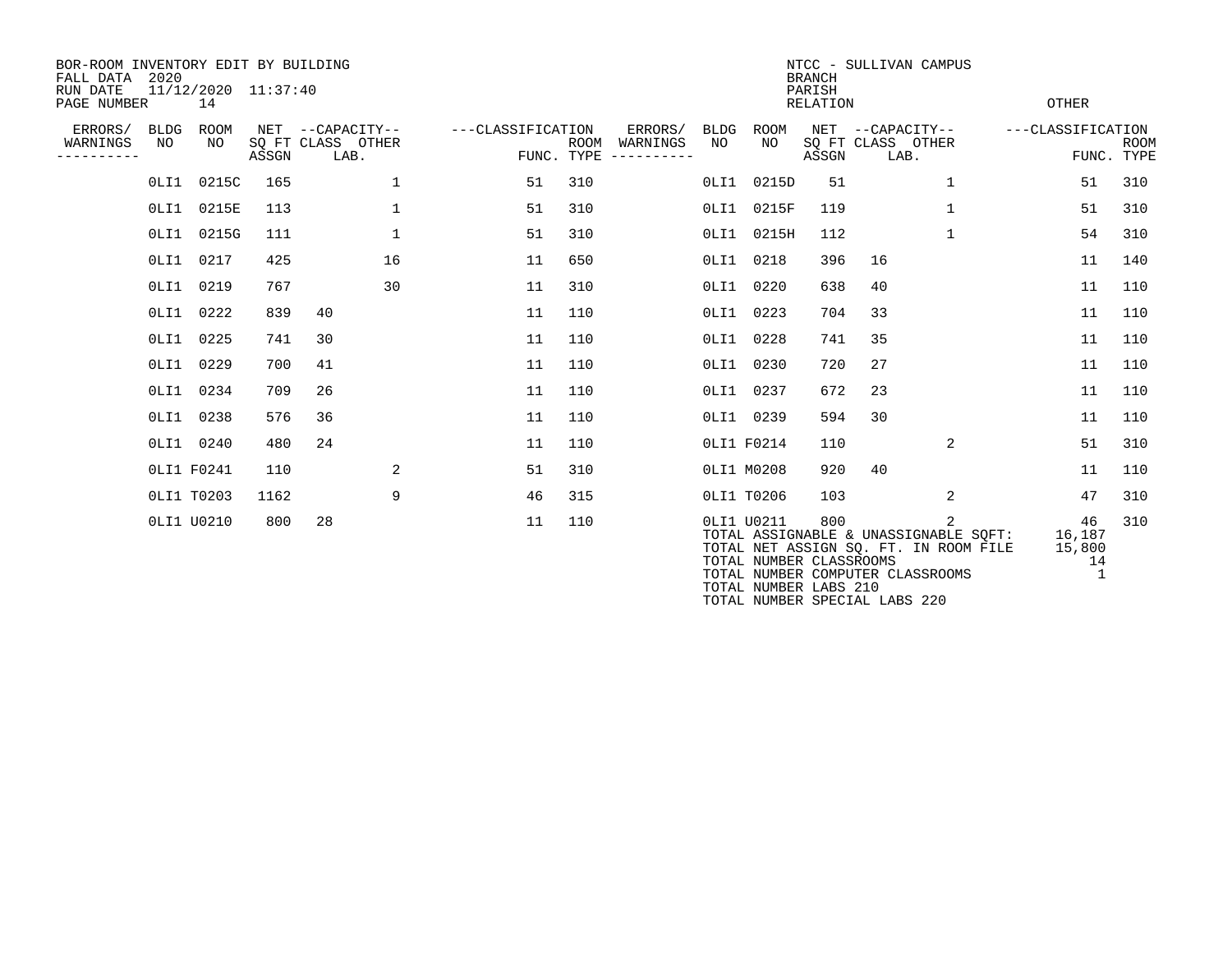BOR-ROOM INVENTORY EDIT BY BUILDING
FALL DATA 2020
RUN DATE 11/12/2020 11:37:40
PAGE NUMBER 14

NTCC - SULLIVAN CAMPUS
BRANCH
PARISH
RELATION
OTHER

| ERRORS/ WARNINGS | BLDG NO | ROOM NO | NET SQ FT ASSGN | CAPACITY CLASS | CAPACITY OTHER LAB. | CLASSIFICATION FUNC. | ROOM TYPE | ERRORS/ WARNINGS | BLDG NO | ROOM NO | NET SQ FT ASSGN | CAPACITY CLASS | CAPACITY OTHER LAB. | CLASSIFICATION FUNC. | ROOM TYPE |
|---|---|---|---|---|---|---|---|---|---|---|---|---|---|---|---|
| | 0LI1 | 0215C | 165 | | 1 | 51 | 310 | | 0LI1 | 0215D | 51 | | 1 | 51 | 310 |
| | 0LI1 | 0215E | 113 | | 1 | 51 | 310 | | 0LI1 | 0215F | 119 | | 1 | 51 | 310 |
| | 0LI1 | 0215G | 111 | | 1 | 51 | 310 | | 0LI1 | 0215H | 112 | | 1 | 54 | 310 |
| | 0LI1 | 0217 | 425 | | 16 | 11 | 650 | | 0LI1 | 0218 | 396 | 16 | | 11 | 140 |
| | 0LI1 | 0219 | 767 | | 30 | 11 | 310 | | 0LI1 | 0220 | 638 | 40 | | 11 | 110 |
| | 0LI1 | 0222 | 839 | 40 | | 11 | 110 | | 0LI1 | 0223 | 704 | 33 | | 11 | 110 |
| | 0LI1 | 0225 | 741 | 30 | | 11 | 110 | | 0LI1 | 0228 | 741 | 35 | | 11 | 110 |
| | 0LI1 | 0229 | 700 | 41 | | 11 | 110 | | 0LI1 | 0230 | 720 | 27 | | 11 | 110 |
| | 0LI1 | 0234 | 709 | 26 | | 11 | 110 | | 0LI1 | 0237 | 672 | 23 | | 11 | 110 |
| | 0LI1 | 0238 | 576 | 36 | | 11 | 110 | | 0LI1 | 0239 | 594 | 30 | | 11 | 110 |
| | 0LI1 | 0240 | 480 | 24 | | 11 | 110 | | 0LI1 | F0214 | 110 | | 2 | 51 | 310 |
| | 0LI1 | F0241 | 110 | | 2 | 51 | 310 | | 0LI1 | M0208 | 920 | 40 | | 11 | 110 |
| | 0LI1 | T0203 | 1162 | | 9 | 46 | 315 | | 0LI1 | T0206 | 103 | | 2 | 47 | 310 |
| | 0LI1 | U0210 | 800 | 28 | | 11 | 110 | | 0LI1 | U0211 | 800 | | 2 | 46 | 310 |

| | |
|---|---|
| TOTAL ASSIGNABLE & UNASSIGNABLE SQFT: | 16,187 |
| TOTAL NET ASSIGN SQ. FT. IN ROOM FILE | 15,800 |
| TOTAL NUMBER CLASSROOMS | 14 |
| TOTAL NUMBER COMPUTER CLASSROOMS | 1 |
| TOTAL NUMBER LABS 210 | |
| TOTAL NUMBER SPECIAL LABS 220 | |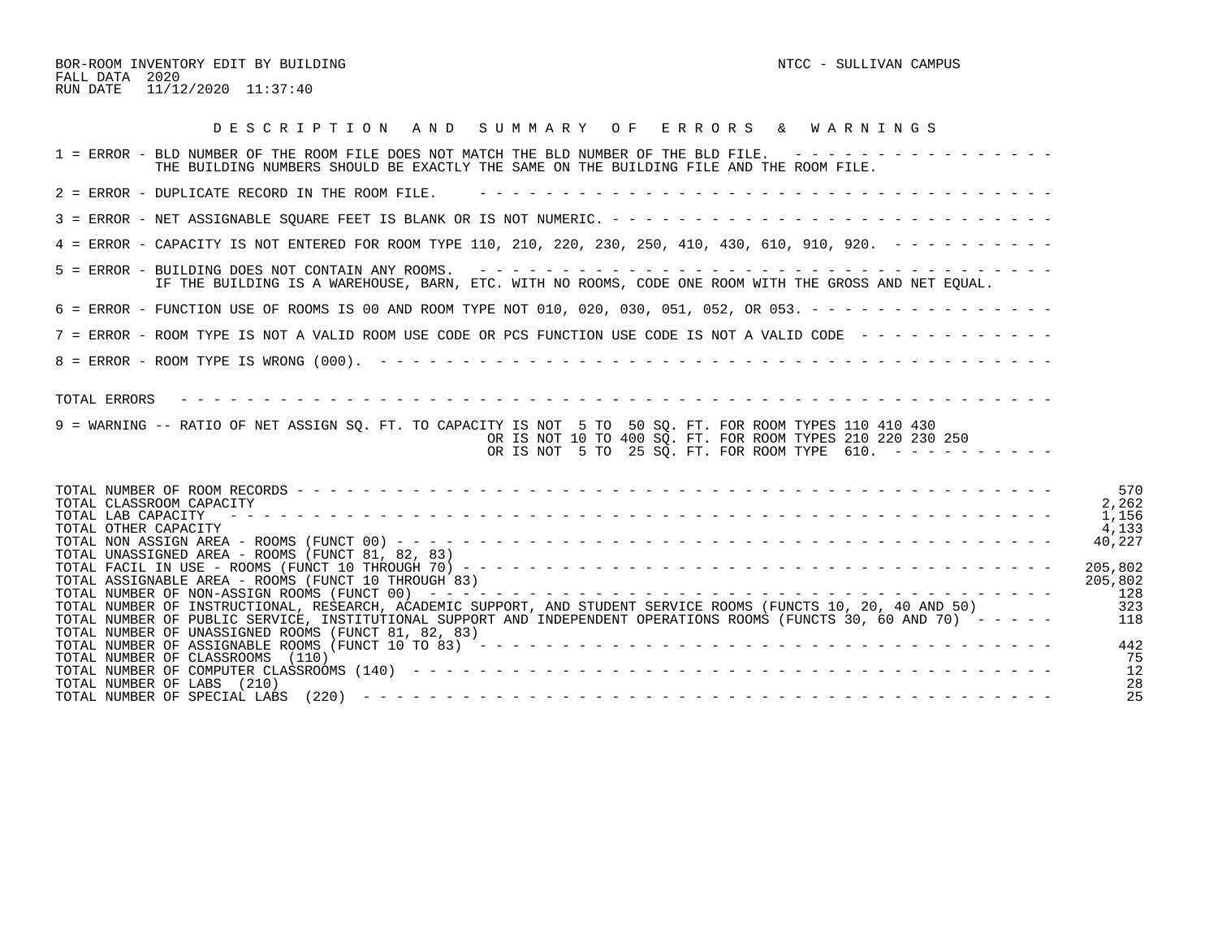BOR-ROOM INVENTORY EDIT BY BUILDING

FALL DATA 2020

RUN DATE 11/12/2020 11:37:40

NTCC - SULLIVAN CAMPUS

## D E S C R I P T I O N   A N D   S U M M A R Y   O F   E R R O R S   &   W A R N I N G S

1 = ERROR - BLD NUMBER OF THE ROOM FILE DOES NOT MATCH THE BLD NUMBER OF THE BLD FILE.
THE BUILDING NUMBERS SHOULD BE EXACTLY THE SAME ON THE BUILDING FILE AND THE ROOM FILE.

2 = ERROR - DUPLICATE RECORD IN THE ROOM FILE.

3 = ERROR - NET ASSIGNABLE SQUARE FEET IS BLANK OR IS NOT NUMERIC.

4 = ERROR - CAPACITY IS NOT ENTERED FOR ROOM TYPE 110, 210, 220, 230, 250, 410, 430, 610, 910, 920.

5 = ERROR - BUILDING DOES NOT CONTAIN ANY ROOMS.
IF THE BUILDING IS A WAREHOUSE, BARN, ETC. WITH NO ROOMS, CODE ONE ROOM WITH THE GROSS AND NET EQUAL.

6 = ERROR - FUNCTION USE OF ROOMS IS 00 AND ROOM TYPE NOT 010, 020, 030, 051, 052, OR 053.

7 = ERROR - ROOM TYPE IS NOT A VALID ROOM USE CODE OR PCS FUNCTION USE CODE IS NOT A VALID CODE

8 = ERROR - ROOM TYPE IS WRONG (000).

TOTAL ERRORS

9 = WARNING -- RATIO OF NET ASSIGN SQ. FT. TO CAPACITY IS NOT 5 TO 50 SQ. FT. FOR ROOM TYPES 110 410 430
OR IS NOT 10 TO 400 SQ. FT. FOR ROOM TYPES 210 220 230 250
OR IS NOT 5 TO 25 SQ. FT. FOR ROOM TYPE 610.

| | |
|---|---|
| TOTAL NUMBER OF ROOM RECORDS | 570 |
| TOTAL CLASSROOM CAPACITY | 2,262 |
| TOTAL LAB CAPACITY | 1,156 |
| TOTAL OTHER CAPACITY | 4,133 |
| TOTAL NON ASSIGN AREA - ROOMS (FUNCT 00) | 40,227 |
| TOTAL UNASSIGNED AREA - ROOMS (FUNCT 81, 82, 83) | |
| TOTAL FACIL IN USE - ROOMS (FUNCT 10 THROUGH 70) | 205,802 |
| TOTAL ASSIGNABLE AREA - ROOMS (FUNCT 10 THROUGH 83) | 205,802 |
| TOTAL NUMBER OF NON-ASSIGN ROOMS (FUNCT 00) | 128 |
| TOTAL NUMBER OF INSTRUCTIONAL, RESEARCH, ACADEMIC SUPPORT, AND STUDENT SERVICE ROOMS (FUNCTS 10, 20, 40 AND 50) | 323 |
| TOTAL NUMBER OF PUBLIC SERVICE, INSTITUTIONAL SUPPORT AND INDEPENDENT OPERATIONS ROOMS (FUNCTS 30, 60 AND 70) | 118 |
| TOTAL NUMBER OF UNASSIGNED ROOMS (FUNCT 81, 82, 83) | |
| TOTAL NUMBER OF ASSIGNABLE ROOMS (FUNCT 10 TO 83) | 442 |
| TOTAL NUMBER OF CLASSROOMS (110) | 75 |
| TOTAL NUMBER OF COMPUTER CLASSROOMS (140) | 12 |
| TOTAL NUMBER OF LABS (210) | 28 |
| TOTAL NUMBER OF SPECIAL LABS (220) | 25 |